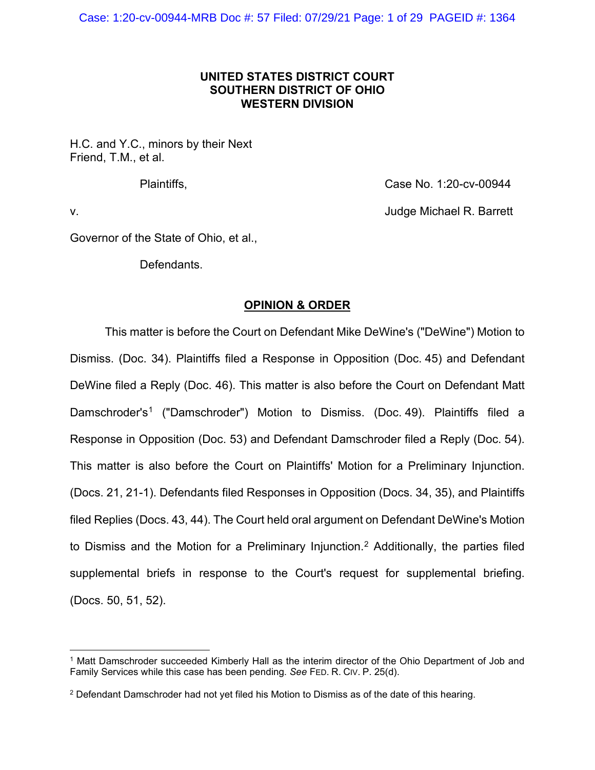**UNITED STATES DISTRICT COURT**
**SOUTHERN DISTRICT OF OHIO**
**WESTERN DIVISION**

H.C. and Y.C., minors by their Next Friend, T.M., et al.

Plaintiffs,

Case No. 1:20-cv-00944

v.

Judge Michael R. Barrett

Governor of the State of Ohio, et al.,

Defendants.

**OPINION & ORDER**

This matter is before the Court on Defendant Mike DeWine's ("DeWine") Motion to Dismiss. (Doc. 34). Plaintiffs filed a Response in Opposition (Doc. 45) and Defendant DeWine filed a Reply (Doc. 46). This matter is also before the Court on Defendant Matt Damschroder's[1] ("Damschroder") Motion to Dismiss. (Doc. 49). Plaintiffs filed a Response in Opposition (Doc. 53) and Defendant Damschroder filed a Reply (Doc. 54). This matter is also before the Court on Plaintiffs' Motion for a Preliminary Injunction. (Docs. 21, 21-1). Defendants filed Responses in Opposition (Docs. 34, 35), and Plaintiffs filed Replies (Docs. 43, 44). The Court held oral argument on Defendant DeWine's Motion to Dismiss and the Motion for a Preliminary Injunction.[2] Additionally, the parties filed supplemental briefs in response to the Court's request for supplemental briefing. (Docs. 50, 51, 52).

---

[1] Matt Damschroder succeeded Kimberly Hall as the interim director of the Ohio Department of Job and Family Services while this case has been pending. *See* FED. R. CIV. P. 25(d).

[2] Defendant Damschroder had not yet filed his Motion to Dismiss as of the date of this hearing.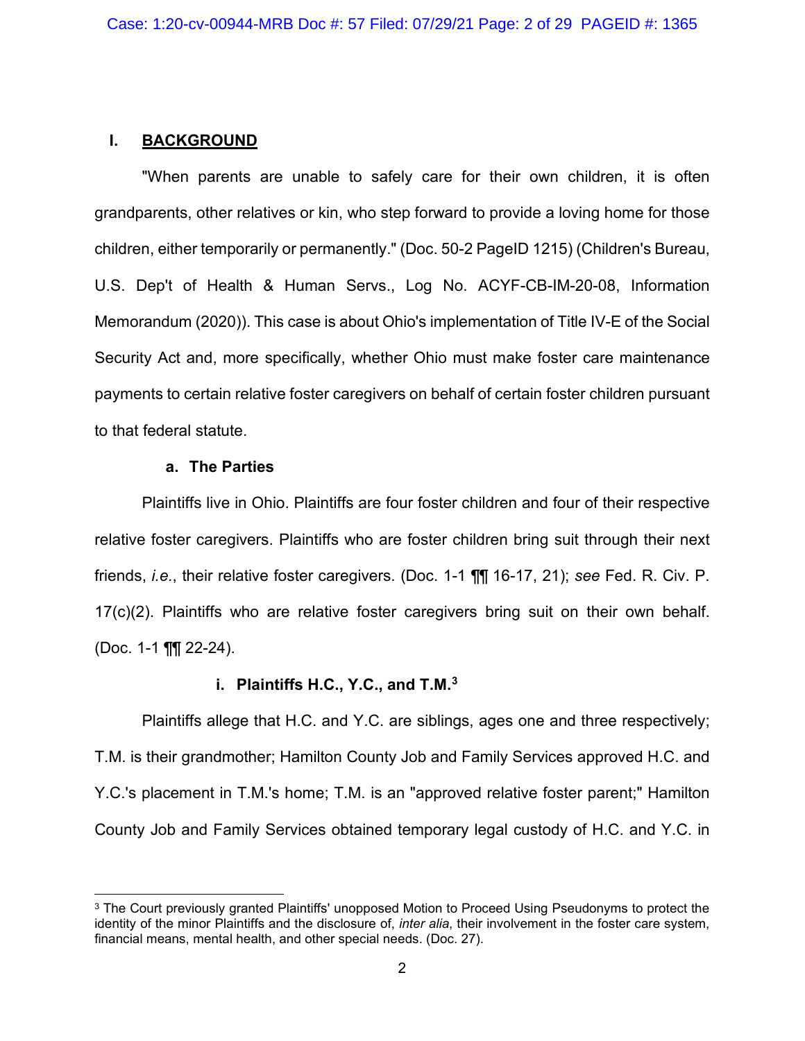## I. BACKGROUND

"When parents are unable to safely care for their own children, it is often grandparents, other relatives or kin, who step forward to provide a loving home for those children, either temporarily or permanently." (Doc. 50-2 PageID 1215) (Children's Bureau, U.S. Dep't of Health & Human Servs., Log No. ACYF-CB-IM-20-08, Information Memorandum (2020)). This case is about Ohio's implementation of Title IV-E of the Social Security Act and, more specifically, whether Ohio must make foster care maintenance payments to certain relative foster caregivers on behalf of certain foster children pursuant to that federal statute.

### a. The Parties

Plaintiffs live in Ohio. Plaintiffs are four foster children and four of their respective relative foster caregivers. Plaintiffs who are foster children bring suit through their next friends, *i.e.*, their relative foster caregivers. (Doc. 1-1 ¶¶ 16-17, 21); *see* Fed. R. Civ. P. 17(c)(2). Plaintiffs who are relative foster caregivers bring suit on their own behalf. (Doc. 1-1 ¶¶ 22-24).

#### i. Plaintiffs H.C., Y.C., and T.M.[3]

Plaintiffs allege that H.C. and Y.C. are siblings, ages one and three respectively; T.M. is their grandmother; Hamilton County Job and Family Services approved H.C. and Y.C.'s placement in T.M.'s home; T.M. is an "approved relative foster parent;" Hamilton County Job and Family Services obtained temporary legal custody of H.C. and Y.C. in

[3] The Court previously granted Plaintiffs' unopposed Motion to Proceed Using Pseudonyms to protect the identity of the minor Plaintiffs and the disclosure of, *inter alia*, their involvement in the foster care system, financial means, mental health, and other special needs. (Doc. 27).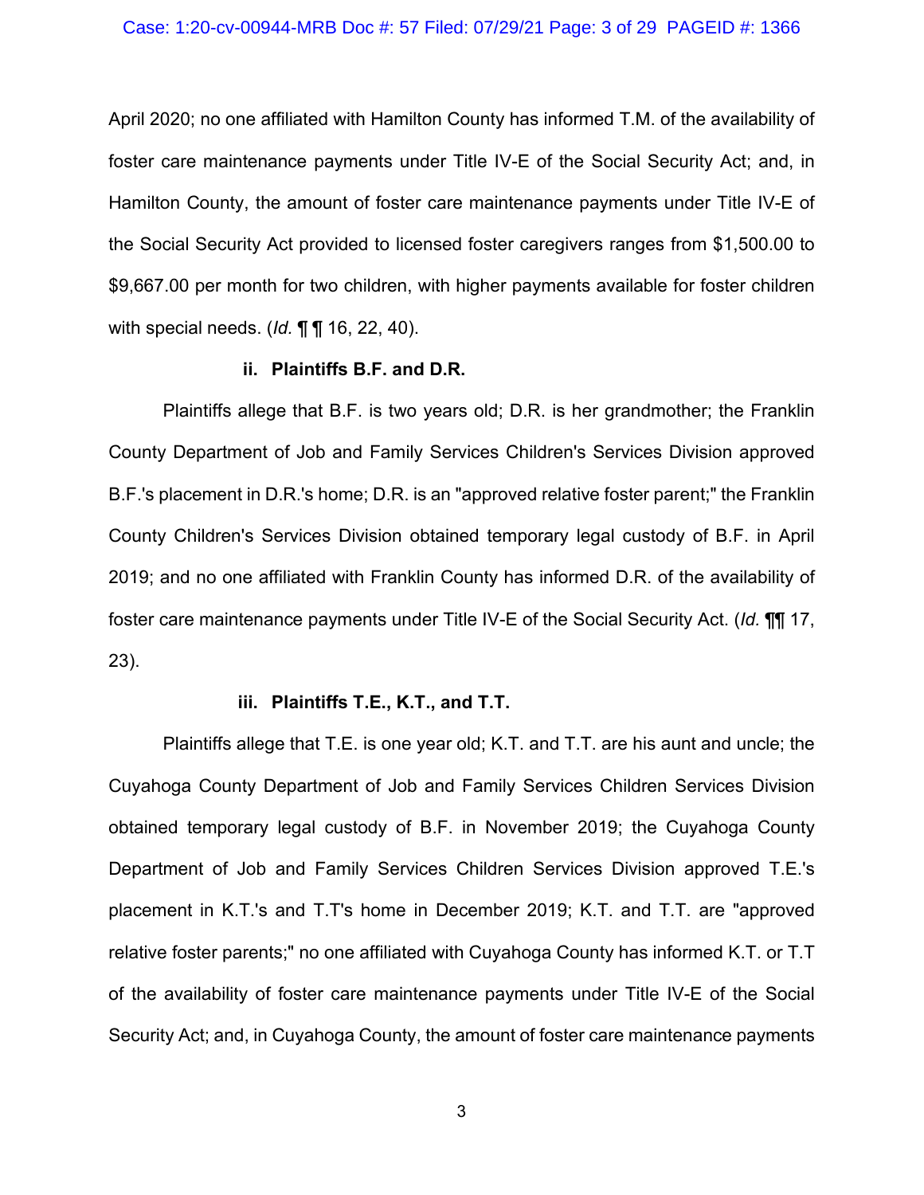April 2020; no one affiliated with Hamilton County has informed T.M. of the availability of foster care maintenance payments under Title IV-E of the Social Security Act; and, in Hamilton County, the amount of foster care maintenance payments under Title IV-E of the Social Security Act provided to licensed foster caregivers ranges from $1,500.00 to $9,667.00 per month for two children, with higher payments available for foster children with special needs. (*Id.* ¶ ¶ 16, 22, 40).

#### ii. Plaintiffs B.F. and D.R.

Plaintiffs allege that B.F. is two years old; D.R. is her grandmother; the Franklin County Department of Job and Family Services Children's Services Division approved B.F.'s placement in D.R.'s home; D.R. is an "approved relative foster parent;" the Franklin County Children's Services Division obtained temporary legal custody of B.F. in April 2019; and no one affiliated with Franklin County has informed D.R. of the availability of foster care maintenance payments under Title IV-E of the Social Security Act. (*Id.* ¶¶ 17, 23).

#### iii. Plaintiffs T.E., K.T., and T.T.

Plaintiffs allege that T.E. is one year old; K.T. and T.T. are his aunt and uncle; the Cuyahoga County Department of Job and Family Services Children Services Division obtained temporary legal custody of B.F. in November 2019; the Cuyahoga County Department of Job and Family Services Children Services Division approved T.E.'s placement in K.T.'s and T.T's home in December 2019; K.T. and T.T. are "approved relative foster parents;" no one affiliated with Cuyahoga County has informed K.T. or T.T of the availability of foster care maintenance payments under Title IV-E of the Social Security Act; and, in Cuyahoga County, the amount of foster care maintenance payments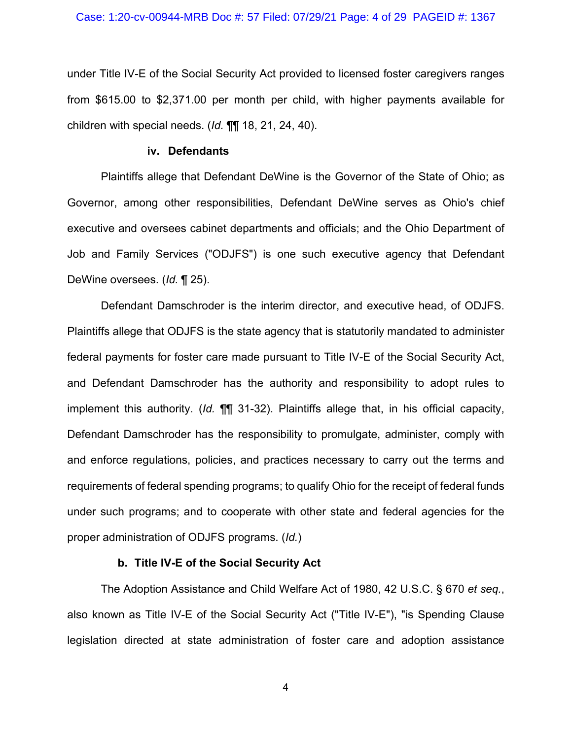under Title IV-E of the Social Security Act provided to licensed foster caregivers ranges from $615.00 to $2,371.00 per month per child, with higher payments available for children with special needs. (*Id.* ¶¶ 18, 21, 24, 40).

**iv. Defendants**

Plaintiffs allege that Defendant DeWine is the Governor of the State of Ohio; as Governor, among other responsibilities, Defendant DeWine serves as Ohio's chief executive and oversees cabinet departments and officials; and the Ohio Department of Job and Family Services ("ODJFS") is one such executive agency that Defendant DeWine oversees. (*Id.* ¶ 25).

Defendant Damschroder is the interim director, and executive head, of ODJFS. Plaintiffs allege that ODJFS is the state agency that is statutorily mandated to administer federal payments for foster care made pursuant to Title IV-E of the Social Security Act, and Defendant Damschroder has the authority and responsibility to adopt rules to implement this authority. (*Id.* ¶¶ 31-32). Plaintiffs allege that, in his official capacity, Defendant Damschroder has the responsibility to promulgate, administer, comply with and enforce regulations, policies, and practices necessary to carry out the terms and requirements of federal spending programs; to qualify Ohio for the receipt of federal funds under such programs; and to cooperate with other state and federal agencies for the proper administration of ODJFS programs. (*Id.*)

**b. Title IV-E of the Social Security Act**

The Adoption Assistance and Child Welfare Act of 1980, 42 U.S.C. § 670 *et seq.*, also known as Title IV-E of the Social Security Act ("Title IV-E"), "is Spending Clause legislation directed at state administration of foster care and adoption assistance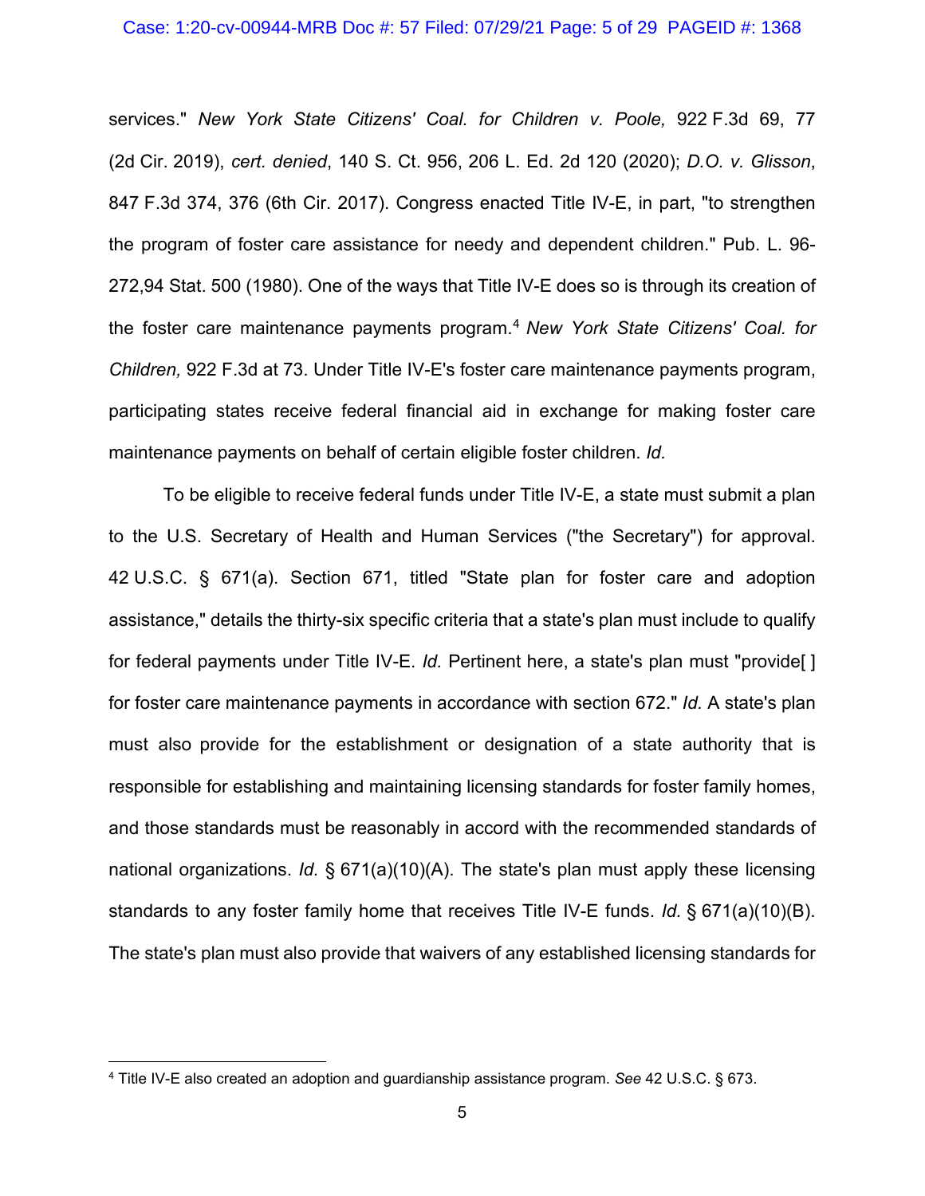services." *New York State Citizens' Coal. for Children v. Poole,* 922 F.3d 69, 77 (2d Cir. 2019), *cert. denied*, 140 S. Ct. 956, 206 L. Ed. 2d 120 (2020); *D.O. v. Glisson*, 847 F.3d 374, 376 (6th Cir. 2017). Congress enacted Title IV-E, in part, "to strengthen the program of foster care assistance for needy and dependent children." Pub. L. 96-272,94 Stat. 500 (1980). One of the ways that Title IV-E does so is through its creation of the foster care maintenance payments program.[4] *New York State Citizens' Coal. for Children,* 922 F.3d at 73. Under Title IV-E's foster care maintenance payments program, participating states receive federal financial aid in exchange for making foster care maintenance payments on behalf of certain eligible foster children. *Id.*

To be eligible to receive federal funds under Title IV-E, a state must submit a plan to the U.S. Secretary of Health and Human Services ("the Secretary") for approval. 42 U.S.C. § 671(a). Section 671, titled "State plan for foster care and adoption assistance," details the thirty-six specific criteria that a state's plan must include to qualify for federal payments under Title IV-E. *Id.* Pertinent here, a state's plan must "provide[ ] for foster care maintenance payments in accordance with section 672." *Id.* A state's plan must also provide for the establishment or designation of a state authority that is responsible for establishing and maintaining licensing standards for foster family homes, and those standards must be reasonably in accord with the recommended standards of national organizations. *Id.* § 671(a)(10)(A). The state's plan must apply these licensing standards to any foster family home that receives Title IV-E funds. *Id.* § 671(a)(10)(B). The state's plan must also provide that waivers of any established licensing standards for

[4] Title IV-E also created an adoption and guardianship assistance program. *See* 42 U.S.C. § 673.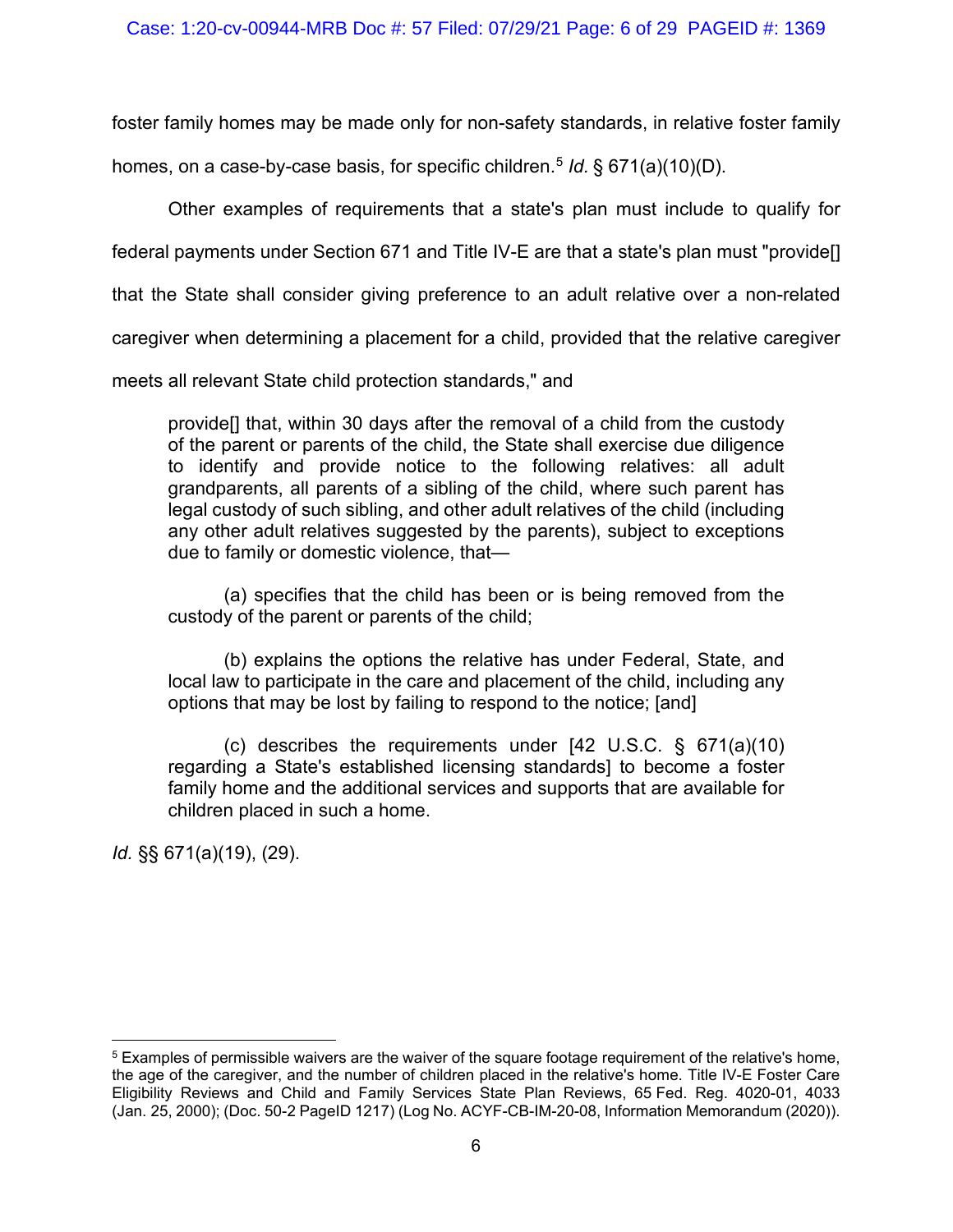foster family homes may be made only for non-safety standards, in relative foster family homes, on a case-by-case basis, for specific children.[5] *Id.* § 671(a)(10)(D).

Other examples of requirements that a state's plan must include to qualify for federal payments under Section 671 and Title IV-E are that a state's plan must "provide[] that the State shall consider giving preference to an adult relative over a non-related caregiver when determining a placement for a child, provided that the relative caregiver meets all relevant State child protection standards," and

> provide[] that, within 30 days after the removal of a child from the custody of the parent or parents of the child, the State shall exercise due diligence to identify and provide notice to the following relatives: all adult grandparents, all parents of a sibling of the child, where such parent has legal custody of such sibling, and other adult relatives of the child (including any other adult relatives suggested by the parents), subject to exceptions due to family or domestic violence, that—
>
> (a) specifies that the child has been or is being removed from the custody of the parent or parents of the child;
>
> (b) explains the options the relative has under Federal, State, and local law to participate in the care and placement of the child, including any options that may be lost by failing to respond to the notice; [and]
>
> (c) describes the requirements under [42 U.S.C. § 671(a)(10) regarding a State's established licensing standards] to become a foster family home and the additional services and supports that are available for children placed in such a home.

*Id.* §§ 671(a)(19), (29).

---

[5] Examples of permissible waivers are the waiver of the square footage requirement of the relative's home, the age of the caregiver, and the number of children placed in the relative's home. Title IV-E Foster Care Eligibility Reviews and Child and Family Services State Plan Reviews, 65 Fed. Reg. 4020-01, 4033 (Jan. 25, 2000); (Doc. 50-2 PageID 1217) (Log No. ACYF-CB-IM-20-08, Information Memorandum (2020)).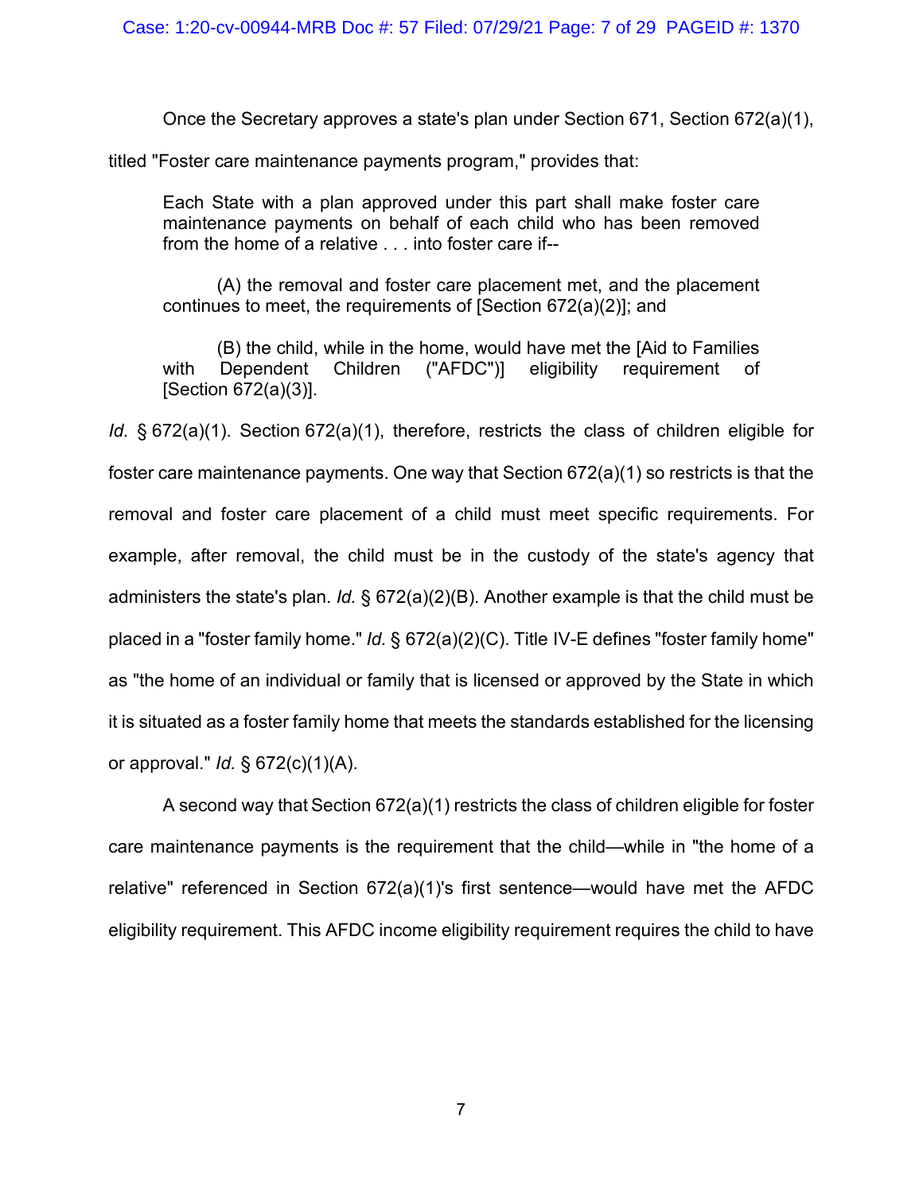Once the Secretary approves a state's plan under Section 671, Section 672(a)(1), titled "Foster care maintenance payments program," provides that:

> Each State with a plan approved under this part shall make foster care maintenance payments on behalf of each child who has been removed from the home of a relative . . . into foster care if--
>
> (A) the removal and foster care placement met, and the placement continues to meet, the requirements of [Section 672(a)(2)]; and
>
> (B) the child, while in the home, would have met the [Aid to Families with Dependent Children ("AFDC")] eligibility requirement of [Section 672(a)(3)].

*Id.* § 672(a)(1). Section 672(a)(1), therefore, restricts the class of children eligible for foster care maintenance payments. One way that Section 672(a)(1) so restricts is that the removal and foster care placement of a child must meet specific requirements. For example, after removal, the child must be in the custody of the state's agency that administers the state's plan. *Id.* § 672(a)(2)(B). Another example is that the child must be placed in a "foster family home." *Id.* § 672(a)(2)(C). Title IV-E defines "foster family home" as "the home of an individual or family that is licensed or approved by the State in which it is situated as a foster family home that meets the standards established for the licensing or approval." *Id.* § 672(c)(1)(A).

A second way that Section 672(a)(1) restricts the class of children eligible for foster care maintenance payments is the requirement that the child—while in "the home of a relative" referenced in Section 672(a)(1)'s first sentence—would have met the AFDC eligibility requirement. This AFDC income eligibility requirement requires the child to have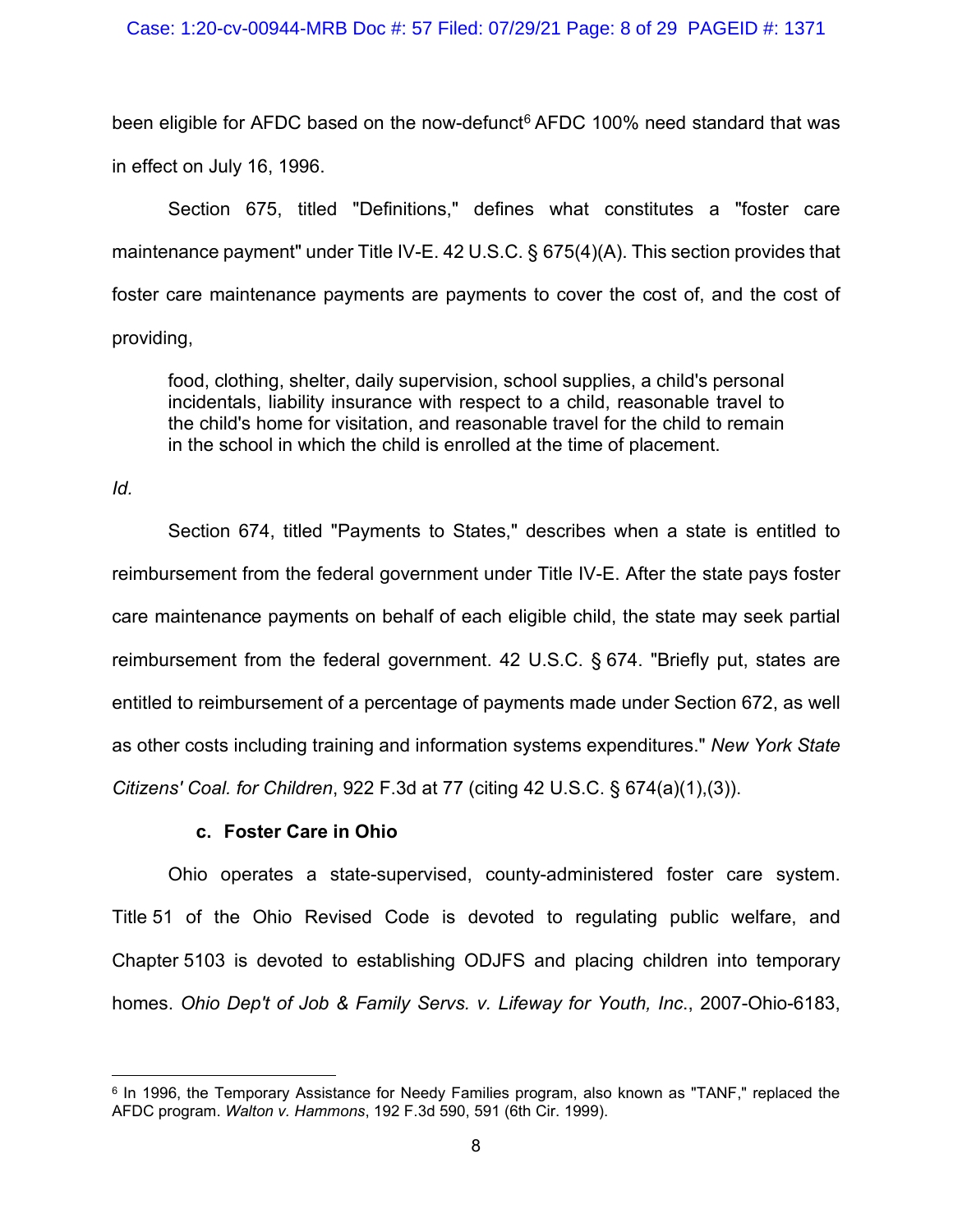been eligible for AFDC based on the now-defunct[6] AFDC 100% need standard that was in effect on July 16, 1996.

Section 675, titled "Definitions," defines what constitutes a "foster care maintenance payment" under Title IV-E. 42 U.S.C. § 675(4)(A). This section provides that foster care maintenance payments are payments to cover the cost of, and the cost of providing,

> food, clothing, shelter, daily supervision, school supplies, a child's personal incidentals, liability insurance with respect to a child, reasonable travel to the child's home for visitation, and reasonable travel for the child to remain in the school in which the child is enrolled at the time of placement.

*Id.*

Section 674, titled "Payments to States," describes when a state is entitled to reimbursement from the federal government under Title IV-E. After the state pays foster care maintenance payments on behalf of each eligible child, the state may seek partial reimbursement from the federal government. 42 U.S.C. § 674. "Briefly put, states are entitled to reimbursement of a percentage of payments made under Section 672, as well as other costs including training and information systems expenditures." *New York State Citizens' Coal. for Children*, 922 F.3d at 77 (citing 42 U.S.C. § 674(a)(1),(3)).

#### c. Foster Care in Ohio

Ohio operates a state-supervised, county-administered foster care system. Title 51 of the Ohio Revised Code is devoted to regulating public welfare, and Chapter 5103 is devoted to establishing ODJFS and placing children into temporary homes. *Ohio Dep't of Job & Family Servs. v. Lifeway for Youth, Inc.*, 2007-Ohio-6183,

---

[6] In 1996, the Temporary Assistance for Needy Families program, also known as "TANF," replaced the AFDC program. *Walton v. Hammons*, 192 F.3d 590, 591 (6th Cir. 1999).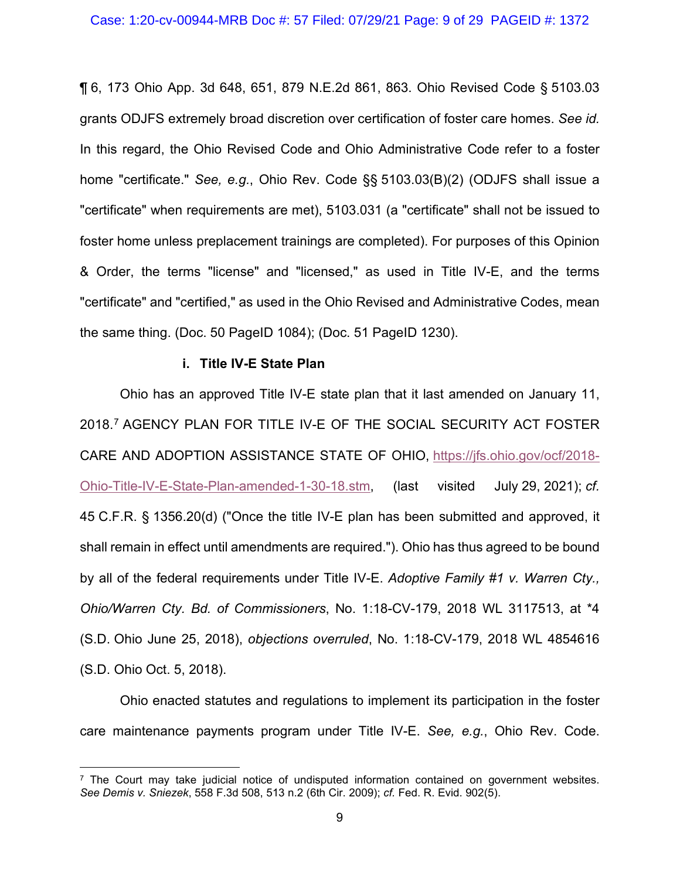¶ 6, 173 Ohio App. 3d 648, 651, 879 N.E.2d 861, 863. Ohio Revised Code § 5103.03 grants ODJFS extremely broad discretion over certification of foster care homes. *See id.* In this regard, the Ohio Revised Code and Ohio Administrative Code refer to a foster home "certificate." *See, e.g.*, Ohio Rev. Code §§ 5103.03(B)(2) (ODJFS shall issue a "certificate" when requirements are met), 5103.031 (a "certificate" shall not be issued to foster home unless preplacement trainings are completed). For purposes of this Opinion & Order, the terms "license" and "licensed," as used in Title IV-E, and the terms "certificate" and "certified," as used in the Ohio Revised and Administrative Codes, mean the same thing. (Doc. 50 PageID 1084); (Doc. 51 PageID 1230).

**i. Title IV-E State Plan**

Ohio has an approved Title IV-E state plan that it last amended on January 11, 2018.[7] AGENCY PLAN FOR TITLE IV-E OF THE SOCIAL SECURITY ACT FOSTER CARE AND ADOPTION ASSISTANCE STATE OF OHIO, https://jfs.ohio.gov/ocf/2018-Ohio-Title-IV-E-State-Plan-amended-1-30-18.stm, (last visited July 29, 2021); *cf.* 45 C.F.R. § 1356.20(d) ("Once the title IV-E plan has been submitted and approved, it shall remain in effect until amendments are required."). Ohio has thus agreed to be bound by all of the federal requirements under Title IV-E. *Adoptive Family #1 v. Warren Cty., Ohio/Warren Cty. Bd. of Commissioners*, No. 1:18-CV-179, 2018 WL 3117513, at *4 (S.D. Ohio June 25, 2018), *objections overruled*, No. 1:18-CV-179, 2018 WL 4854616 (S.D. Ohio Oct. 5, 2018).

Ohio enacted statutes and regulations to implement its participation in the foster care maintenance payments program under Title IV-E. *See, e.g.*, Ohio Rev. Code.

---

[7] The Court may take judicial notice of undisputed information contained on government websites. *See Demis v. Sniezek*, 558 F.3d 508, 513 n.2 (6th Cir. 2009); *cf.* Fed. R. Evid. 902(5).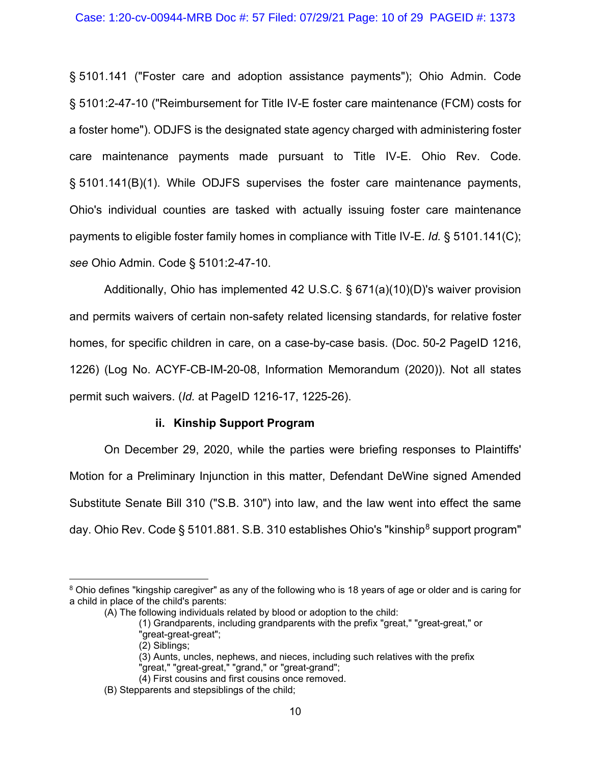§ 5101.141 ("Foster care and adoption assistance payments"); Ohio Admin. Code § 5101:2-47-10 ("Reimbursement for Title IV-E foster care maintenance (FCM) costs for a foster home"). ODJFS is the designated state agency charged with administering foster care maintenance payments made pursuant to Title IV-E. Ohio Rev. Code. § 5101.141(B)(1). While ODJFS supervises the foster care maintenance payments, Ohio's individual counties are tasked with actually issuing foster care maintenance payments to eligible foster family homes in compliance with Title IV-E. *Id.* § 5101.141(C); *see* Ohio Admin. Code § 5101:2-47-10.

Additionally, Ohio has implemented 42 U.S.C. § 671(a)(10)(D)'s waiver provision and permits waivers of certain non-safety related licensing standards, for relative foster homes, for specific children in care, on a case-by-case basis. (Doc. 50-2 PageID 1216, 1226) (Log No. ACYF-CB-IM-20-08, Information Memorandum (2020)). Not all states permit such waivers. (*Id.* at PageID 1216-17, 1225-26).

### ii. Kinship Support Program

On December 29, 2020, while the parties were briefing responses to Plaintiffs' Motion for a Preliminary Injunction in this matter, Defendant DeWine signed Amended Substitute Senate Bill 310 ("S.B. 310") into law, and the law went into effect the same day. Ohio Rev. Code § 5101.881. S.B. 310 establishes Ohio's "kinship[8] support program"

---

[8] Ohio defines "kingship caregiver" as any of the following who is 18 years of age or older and is caring for a child in place of the child's parents:

(A) The following individuals related by blood or adoption to the child:

(1) Grandparents, including grandparents with the prefix "great," "great-great," or "great-great-great";

(2) Siblings;

(3) Aunts, uncles, nephews, and nieces, including such relatives with the prefix "great," "great-great," "grand," or "great-grand";

(4) First cousins and first cousins once removed.

(B) Stepparents and stepsiblings of the child;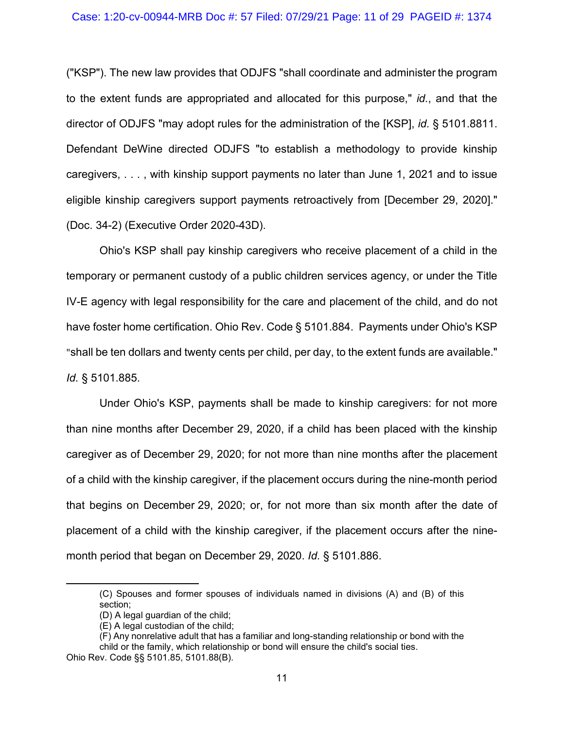("KSP"). The new law provides that ODJFS "shall coordinate and administer the program to the extent funds are appropriated and allocated for this purpose," *id.*, and that the director of ODJFS "may adopt rules for the administration of the [KSP], *id.* § 5101.8811. Defendant DeWine directed ODJFS "to establish a methodology to provide kinship caregivers, . . . , with kinship support payments no later than June 1, 2021 and to issue eligible kinship caregivers support payments retroactively from [December 29, 2020]." (Doc. 34-2) (Executive Order 2020-43D).

Ohio's KSP shall pay kinship caregivers who receive placement of a child in the temporary or permanent custody of a public children services agency, or under the Title IV-E agency with legal responsibility for the care and placement of the child, and do not have foster home certification. Ohio Rev. Code § 5101.884. Payments under Ohio's KSP "shall be ten dollars and twenty cents per child, per day, to the extent funds are available." *Id.* § 5101.885.

Under Ohio's KSP, payments shall be made to kinship caregivers: for not more than nine months after December 29, 2020, if a child has been placed with the kinship caregiver as of December 29, 2020; for not more than nine months after the placement of a child with the kinship caregiver, if the placement occurs during the nine-month period that begins on December 29, 2020; or, for not more than six month after the date of placement of a child with the kinship caregiver, if the placement occurs after the nine-month period that began on December 29, 2020. *Id.* § 5101.886.

---

(C) Spouses and former spouses of individuals named in divisions (A) and (B) of this section;
(D) A legal guardian of the child;
(E) A legal custodian of the child;
(F) Any nonrelative adult that has a familiar and long-standing relationship or bond with the child or the family, which relationship or bond will ensure the child's social ties.

Ohio Rev. Code §§ 5101.85, 5101.88(B).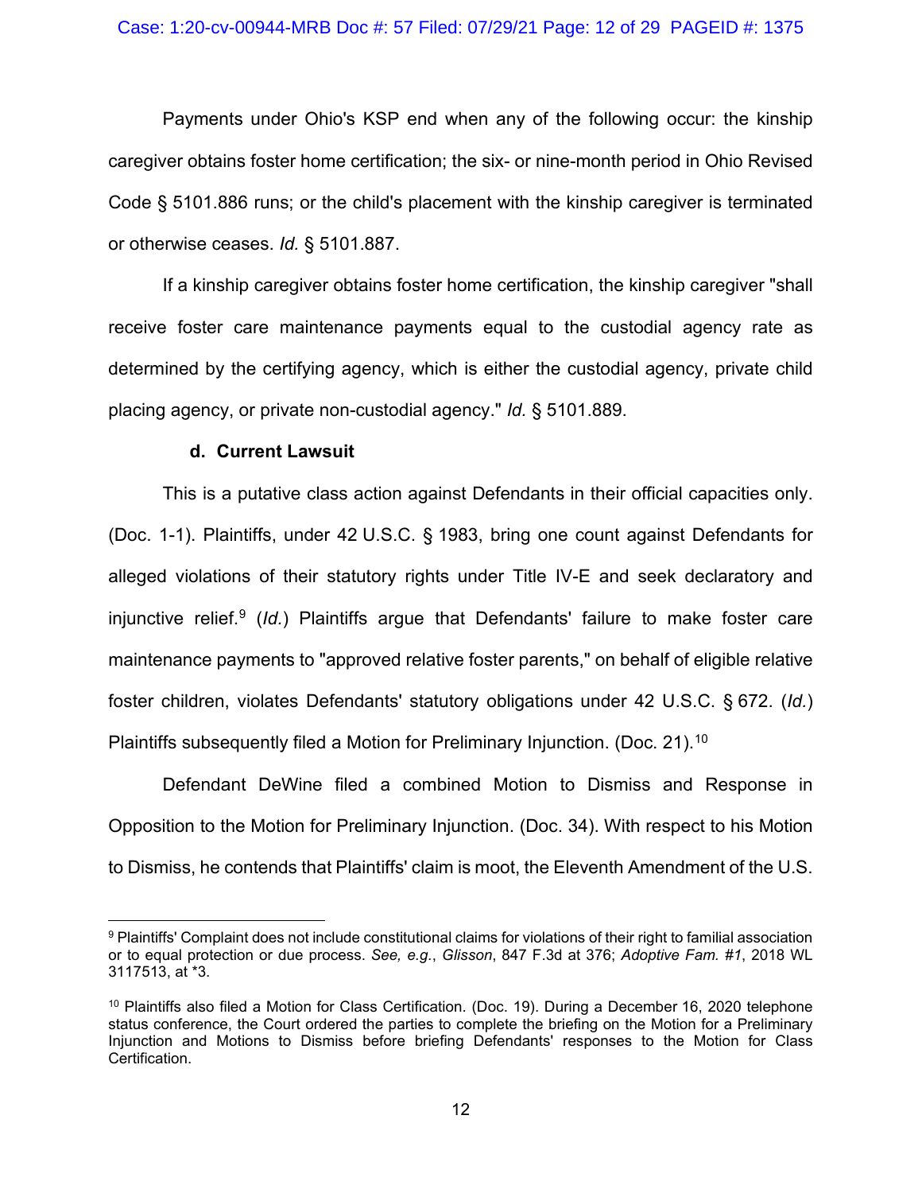Payments under Ohio's KSP end when any of the following occur: the kinship caregiver obtains foster home certification; the six- or nine-month period in Ohio Revised Code § 5101.886 runs; or the child's placement with the kinship caregiver is terminated or otherwise ceases. *Id.* § 5101.887.

If a kinship caregiver obtains foster home certification, the kinship caregiver "shall receive foster care maintenance payments equal to the custodial agency rate as determined by the certifying agency, which is either the custodial agency, private child placing agency, or private non-custodial agency." *Id.* § 5101.889.

#### d. Current Lawsuit

This is a putative class action against Defendants in their official capacities only. (Doc. 1-1). Plaintiffs, under 42 U.S.C. § 1983, bring one count against Defendants for alleged violations of their statutory rights under Title IV-E and seek declaratory and injunctive relief.[9] (*Id.*) Plaintiffs argue that Defendants' failure to make foster care maintenance payments to "approved relative foster parents," on behalf of eligible relative foster children, violates Defendants' statutory obligations under 42 U.S.C. § 672. (*Id.*) Plaintiffs subsequently filed a Motion for Preliminary Injunction. (Doc. 21).[10]

Defendant DeWine filed a combined Motion to Dismiss and Response in Opposition to the Motion for Preliminary Injunction. (Doc. 34). With respect to his Motion to Dismiss, he contends that Plaintiffs' claim is moot, the Eleventh Amendment of the U.S.

---

[9] Plaintiffs' Complaint does not include constitutional claims for violations of their right to familial association or to equal protection or due process. *See, e.g.*, *Glisson*, 847 F.3d at 376; *Adoptive Fam. #1*, 2018 WL 3117513, at *3.

[10] Plaintiffs also filed a Motion for Class Certification. (Doc. 19). During a December 16, 2020 telephone status conference, the Court ordered the parties to complete the briefing on the Motion for a Preliminary Injunction and Motions to Dismiss before briefing Defendants' responses to the Motion for Class Certification.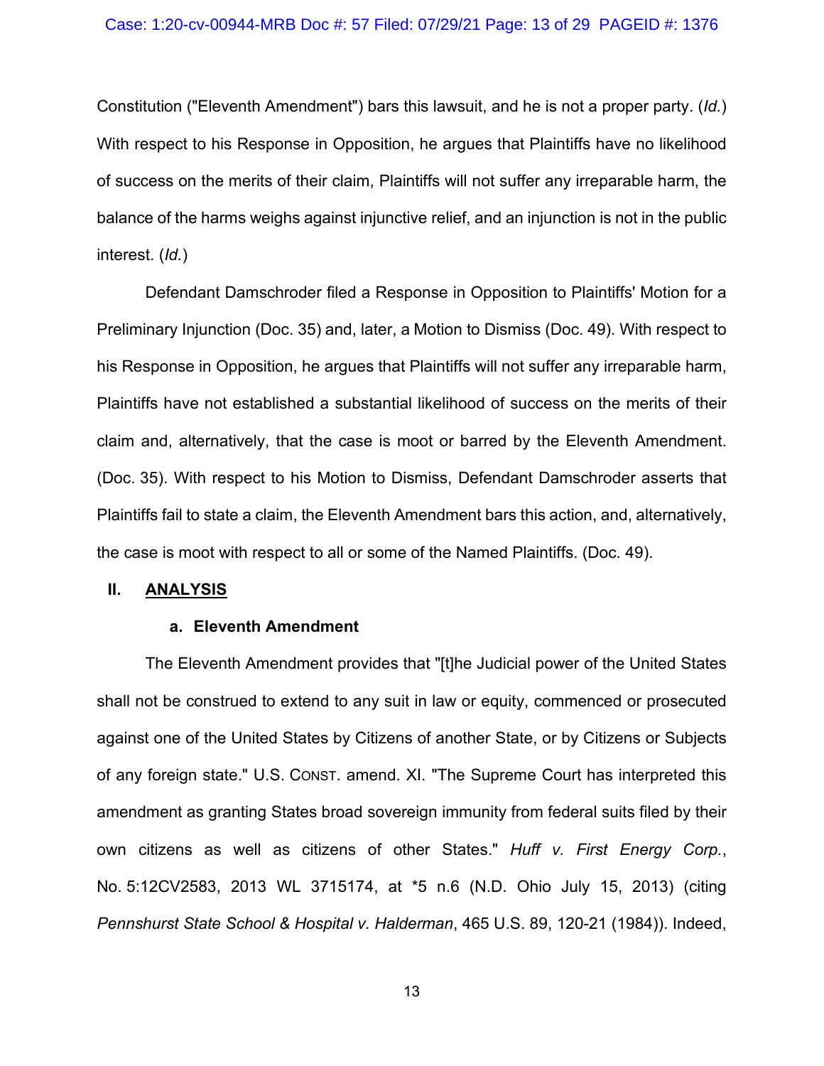Constitution ("Eleventh Amendment") bars this lawsuit, and he is not a proper party. (*Id.*) With respect to his Response in Opposition, he argues that Plaintiffs have no likelihood of success on the merits of their claim, Plaintiffs will not suffer any irreparable harm, the balance of the harms weighs against injunctive relief, and an injunction is not in the public interest. (*Id.*)

Defendant Damschroder filed a Response in Opposition to Plaintiffs' Motion for a Preliminary Injunction (Doc. 35) and, later, a Motion to Dismiss (Doc. 49). With respect to his Response in Opposition, he argues that Plaintiffs will not suffer any irreparable harm, Plaintiffs have not established a substantial likelihood of success on the merits of their claim and, alternatively, that the case is moot or barred by the Eleventh Amendment. (Doc. 35). With respect to his Motion to Dismiss, Defendant Damschroder asserts that Plaintiffs fail to state a claim, the Eleventh Amendment bars this action, and, alternatively, the case is moot with respect to all or some of the Named Plaintiffs. (Doc. 49).

## II. ANALYSIS

### a. Eleventh Amendment

The Eleventh Amendment provides that "[t]he Judicial power of the United States shall not be construed to extend to any suit in law or equity, commenced or prosecuted against one of the United States by Citizens of another State, or by Citizens or Subjects of any foreign state." U.S. CONST. amend. XI. "The Supreme Court has interpreted this amendment as granting States broad sovereign immunity from federal suits filed by their own citizens as well as citizens of other States." *Huff v. First Energy Corp.*, No. 5:12CV2583, 2013 WL 3715174, at *5 n.6 (N.D. Ohio July 15, 2013) (citing *Pennshurst State School & Hospital v. Halderman*, 465 U.S. 89, 120-21 (1984)). Indeed,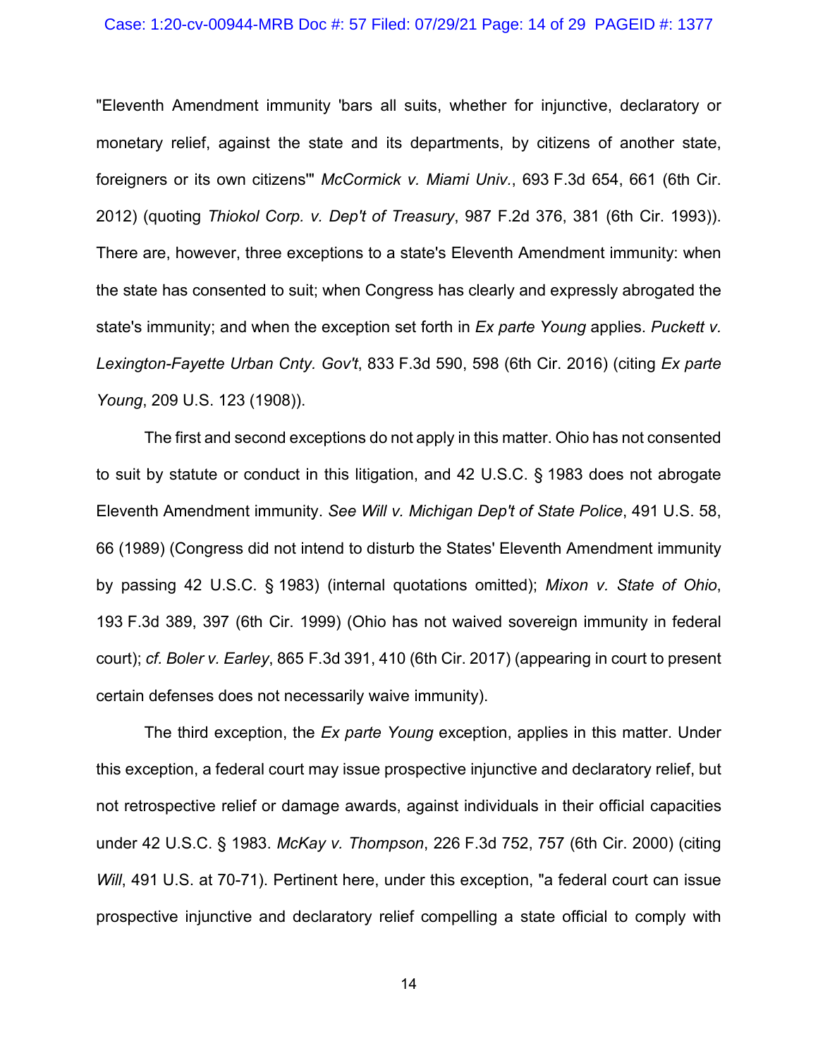"Eleventh Amendment immunity 'bars all suits, whether for injunctive, declaratory or monetary relief, against the state and its departments, by citizens of another state, foreigners or its own citizens'" *McCormick v. Miami Univ.*, 693 F.3d 654, 661 (6th Cir. 2012) (quoting *Thiokol Corp. v. Dep't of Treasury*, 987 F.2d 376, 381 (6th Cir. 1993)). There are, however, three exceptions to a state's Eleventh Amendment immunity: when the state has consented to suit; when Congress has clearly and expressly abrogated the state's immunity; and when the exception set forth in *Ex parte Young* applies. *Puckett v. Lexington-Fayette Urban Cnty. Gov't*, 833 F.3d 590, 598 (6th Cir. 2016) (citing *Ex parte Young*, 209 U.S. 123 (1908)).

The first and second exceptions do not apply in this matter. Ohio has not consented to suit by statute or conduct in this litigation, and 42 U.S.C. § 1983 does not abrogate Eleventh Amendment immunity. *See Will v. Michigan Dep't of State Police*, 491 U.S. 58, 66 (1989) (Congress did not intend to disturb the States' Eleventh Amendment immunity by passing 42 U.S.C. § 1983) (internal quotations omitted); *Mixon v. State of Ohio*, 193 F.3d 389, 397 (6th Cir. 1999) (Ohio has not waived sovereign immunity in federal court); *cf. Boler v. Earley*, 865 F.3d 391, 410 (6th Cir. 2017) (appearing in court to present certain defenses does not necessarily waive immunity).

The third exception, the *Ex parte Young* exception, applies in this matter. Under this exception, a federal court may issue prospective injunctive and declaratory relief, but not retrospective relief or damage awards, against individuals in their official capacities under 42 U.S.C. § 1983. *McKay v. Thompson*, 226 F.3d 752, 757 (6th Cir. 2000) (citing *Will*, 491 U.S. at 70-71). Pertinent here, under this exception, "a federal court can issue prospective injunctive and declaratory relief compelling a state official to comply with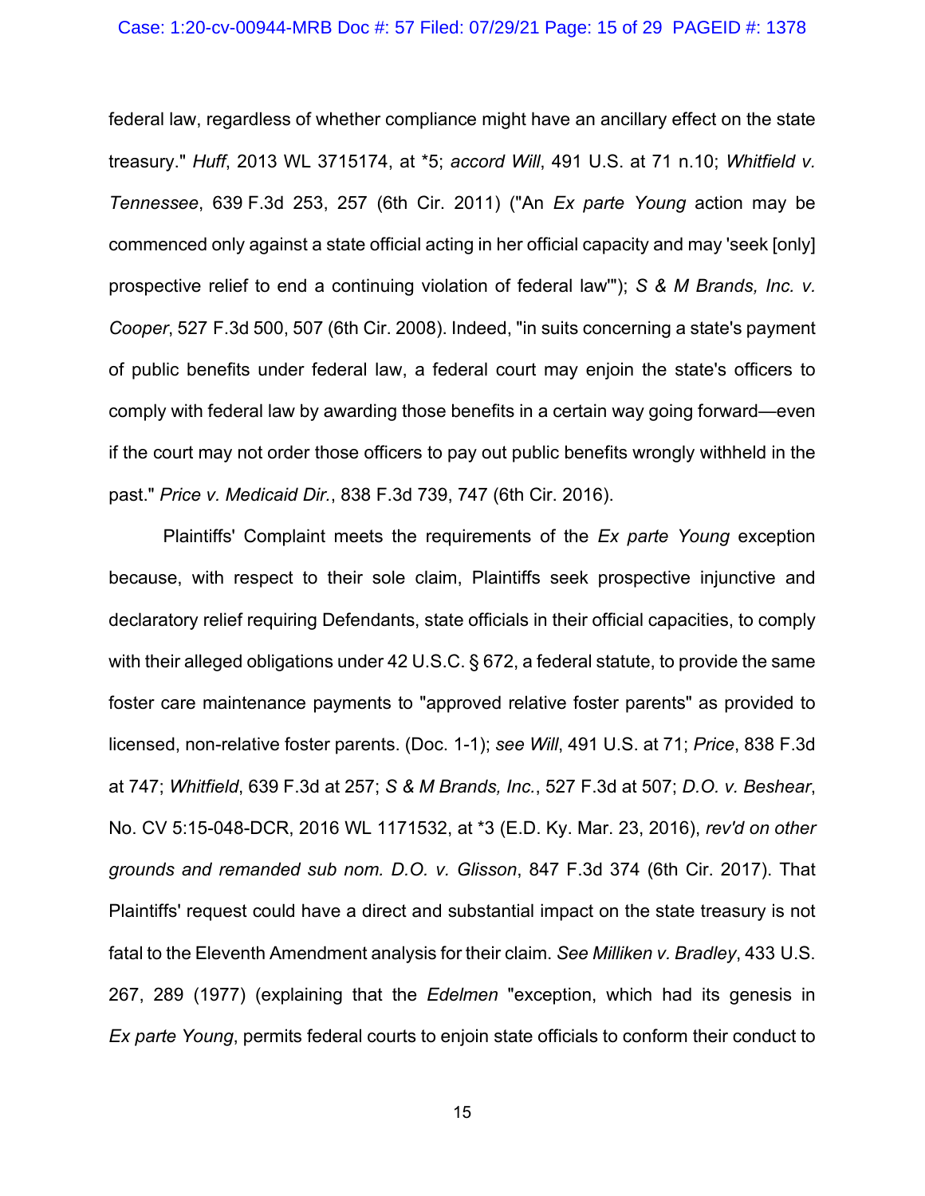federal law, regardless of whether compliance might have an ancillary effect on the state treasury." *Huff*, 2013 WL 3715174, at *5; *accord Will*, 491 U.S. at 71 n.10; *Whitfield v. Tennessee*, 639 F.3d 253, 257 (6th Cir. 2011) ("An *Ex parte Young* action may be commenced only against a state official acting in her official capacity and may 'seek [only] prospective relief to end a continuing violation of federal law'"); *S & M Brands, Inc. v. Cooper*, 527 F.3d 500, 507 (6th Cir. 2008). Indeed, "in suits concerning a state's payment of public benefits under federal law, a federal court may enjoin the state's officers to comply with federal law by awarding those benefits in a certain way going forward—even if the court may not order those officers to pay out public benefits wrongly withheld in the past." *Price v. Medicaid Dir.*, 838 F.3d 739, 747 (6th Cir. 2016).

Plaintiffs' Complaint meets the requirements of the *Ex parte Young* exception because, with respect to their sole claim, Plaintiffs seek prospective injunctive and declaratory relief requiring Defendants, state officials in their official capacities, to comply with their alleged obligations under 42 U.S.C. § 672, a federal statute, to provide the same foster care maintenance payments to "approved relative foster parents" as provided to licensed, non-relative foster parents. (Doc. 1-1); *see Will*, 491 U.S. at 71; *Price*, 838 F.3d at 747; *Whitfield*, 639 F.3d at 257; *S & M Brands, Inc.*, 527 F.3d at 507; *D.O. v. Beshear*, No. CV 5:15-048-DCR, 2016 WL 1171532, at *3 (E.D. Ky. Mar. 23, 2016), *rev'd on other grounds and remanded sub nom. D.O. v. Glisson*, 847 F.3d 374 (6th Cir. 2017). That Plaintiffs' request could have a direct and substantial impact on the state treasury is not fatal to the Eleventh Amendment analysis for their claim. *See Milliken v. Bradley*, 433 U.S. 267, 289 (1977) (explaining that the *Edelmen* "exception, which had its genesis in *Ex parte Young*, permits federal courts to enjoin state officials to conform their conduct to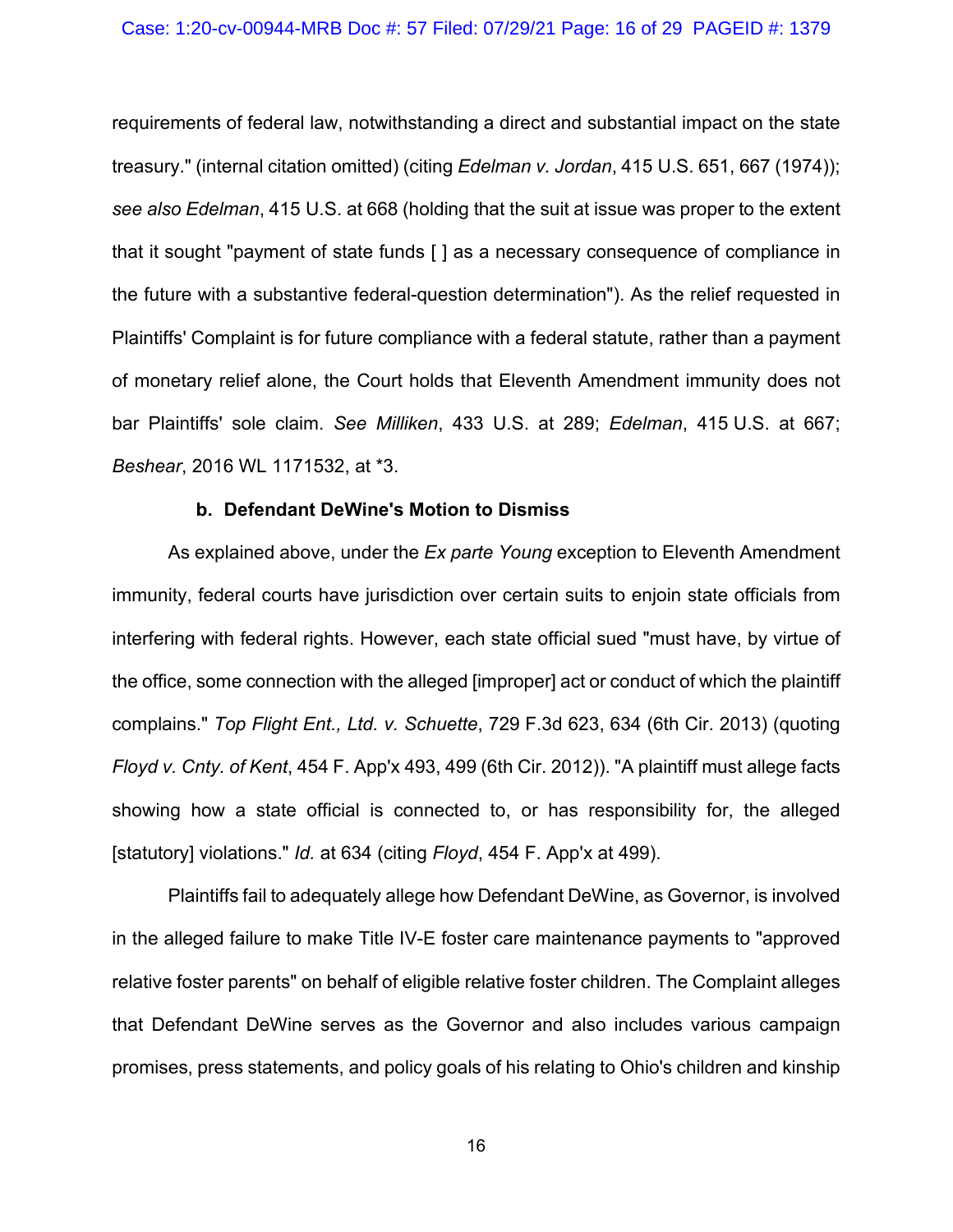requirements of federal law, notwithstanding a direct and substantial impact on the state treasury." (internal citation omitted) (citing *Edelman v. Jordan*, 415 U.S. 651, 667 (1974)); *see also Edelman*, 415 U.S. at 668 (holding that the suit at issue was proper to the extent that it sought "payment of state funds [ ] as a necessary consequence of compliance in the future with a substantive federal-question determination"). As the relief requested in Plaintiffs' Complaint is for future compliance with a federal statute, rather than a payment of monetary relief alone, the Court holds that Eleventh Amendment immunity does not bar Plaintiffs' sole claim. *See Milliken*, 433 U.S. at 289; *Edelman*, 415 U.S. at 667; *Beshear*, 2016 WL 1171532, at *3.

**b. Defendant DeWine's Motion to Dismiss**

As explained above, under the *Ex parte Young* exception to Eleventh Amendment immunity, federal courts have jurisdiction over certain suits to enjoin state officials from interfering with federal rights. However, each state official sued "must have, by virtue of the office, some connection with the alleged [improper] act or conduct of which the plaintiff complains." *Top Flight Ent., Ltd. v. Schuette*, 729 F.3d 623, 634 (6th Cir. 2013) (quoting *Floyd v. Cnty. of Kent*, 454 F. App'x 493, 499 (6th Cir. 2012)). "A plaintiff must allege facts showing how a state official is connected to, or has responsibility for, the alleged [statutory] violations." *Id.* at 634 (citing *Floyd*, 454 F. App'x at 499).

Plaintiffs fail to adequately allege how Defendant DeWine, as Governor, is involved in the alleged failure to make Title IV-E foster care maintenance payments to "approved relative foster parents" on behalf of eligible relative foster children. The Complaint alleges that Defendant DeWine serves as the Governor and also includes various campaign promises, press statements, and policy goals of his relating to Ohio's children and kinship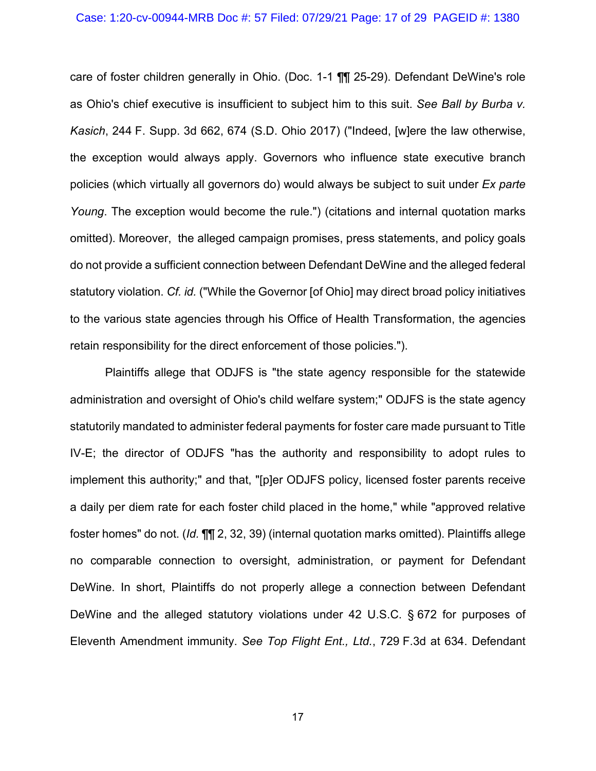care of foster children generally in Ohio. (Doc. 1-1 ¶¶ 25-29). Defendant DeWine's role as Ohio's chief executive is insufficient to subject him to this suit. *See Ball by Burba v. Kasich*, 244 F. Supp. 3d 662, 674 (S.D. Ohio 2017) ("Indeed, [w]ere the law otherwise, the exception would always apply. Governors who influence state executive branch policies (which virtually all governors do) would always be subject to suit under *Ex parte Young*. The exception would become the rule.") (citations and internal quotation marks omitted). Moreover, the alleged campaign promises, press statements, and policy goals do not provide a sufficient connection between Defendant DeWine and the alleged federal statutory violation. *Cf. id.* ("While the Governor [of Ohio] may direct broad policy initiatives to the various state agencies through his Office of Health Transformation, the agencies retain responsibility for the direct enforcement of those policies.").

Plaintiffs allege that ODJFS is "the state agency responsible for the statewide administration and oversight of Ohio's child welfare system;" ODJFS is the state agency statutorily mandated to administer federal payments for foster care made pursuant to Title IV-E; the director of ODJFS "has the authority and responsibility to adopt rules to implement this authority;" and that, "[p]er ODJFS policy, licensed foster parents receive a daily per diem rate for each foster child placed in the home," while "approved relative foster homes" do not. (*Id.* ¶¶ 2, 32, 39) (internal quotation marks omitted). Plaintiffs allege no comparable connection to oversight, administration, or payment for Defendant DeWine. In short, Plaintiffs do not properly allege a connection between Defendant DeWine and the alleged statutory violations under 42 U.S.C. § 672 for purposes of Eleventh Amendment immunity. *See Top Flight Ent., Ltd.*, 729 F.3d at 634. Defendant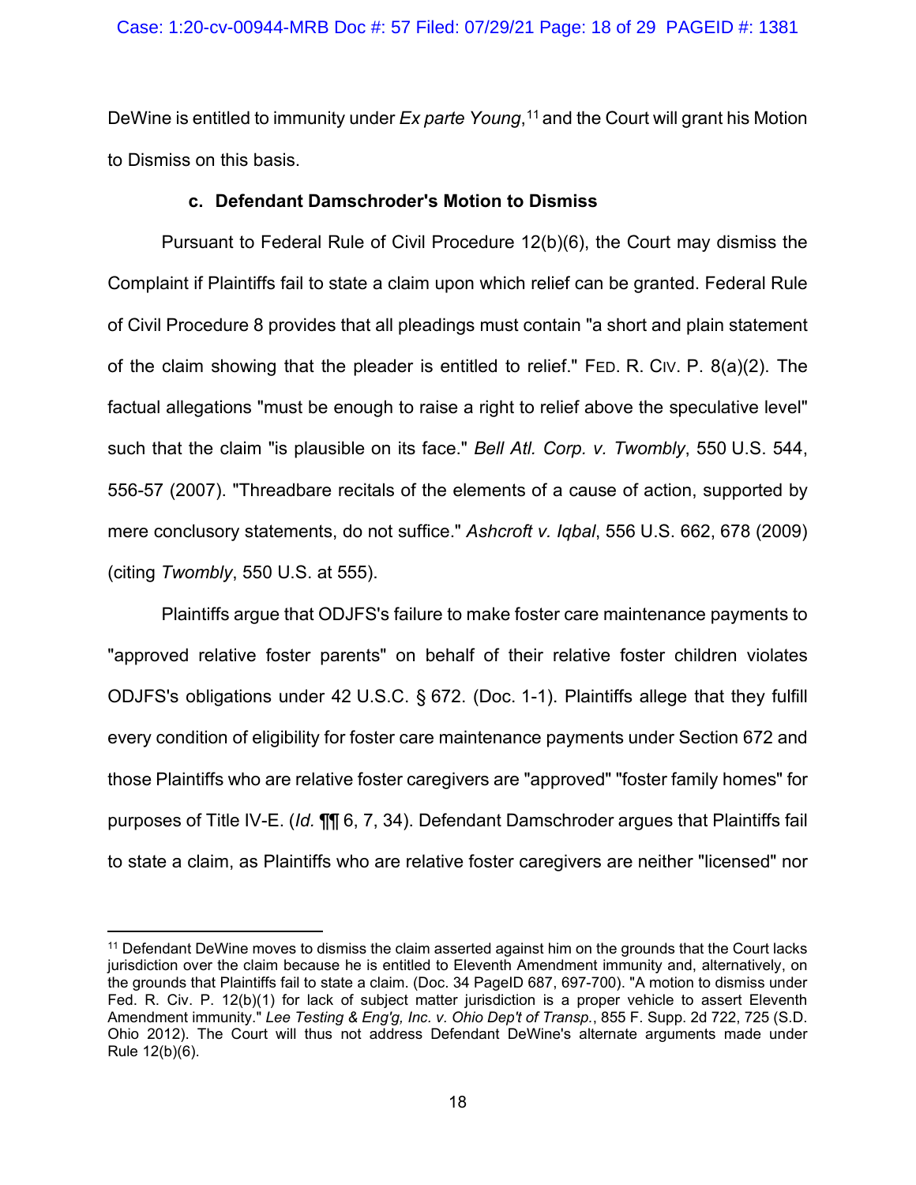DeWine is entitled to immunity under *Ex parte Young*,[11] and the Court will grant his Motion to Dismiss on this basis.

**c. Defendant Damschroder's Motion to Dismiss**

Pursuant to Federal Rule of Civil Procedure 12(b)(6), the Court may dismiss the Complaint if Plaintiffs fail to state a claim upon which relief can be granted. Federal Rule of Civil Procedure 8 provides that all pleadings must contain "a short and plain statement of the claim showing that the pleader is entitled to relief." FED. R. CIV. P. 8(a)(2). The factual allegations "must be enough to raise a right to relief above the speculative level" such that the claim "is plausible on its face." *Bell Atl. Corp. v. Twombly*, 550 U.S. 544, 556-57 (2007). "Threadbare recitals of the elements of a cause of action, supported by mere conclusory statements, do not suffice." *Ashcroft v. Iqbal*, 556 U.S. 662, 678 (2009) (citing *Twombly*, 550 U.S. at 555).

Plaintiffs argue that ODJFS's failure to make foster care maintenance payments to "approved relative foster parents" on behalf of their relative foster children violates ODJFS's obligations under 42 U.S.C. § 672. (Doc. 1-1). Plaintiffs allege that they fulfill every condition of eligibility for foster care maintenance payments under Section 672 and those Plaintiffs who are relative foster caregivers are "approved" "foster family homes" for purposes of Title IV-E. (*Id.* ¶¶ 6, 7, 34). Defendant Damschroder argues that Plaintiffs fail to state a claim, as Plaintiffs who are relative foster caregivers are neither "licensed" nor

[11] Defendant DeWine moves to dismiss the claim asserted against him on the grounds that the Court lacks jurisdiction over the claim because he is entitled to Eleventh Amendment immunity and, alternatively, on the grounds that Plaintiffs fail to state a claim. (Doc. 34 PageID 687, 697-700). "A motion to dismiss under Fed. R. Civ. P. 12(b)(1) for lack of subject matter jurisdiction is a proper vehicle to assert Eleventh Amendment immunity." *Lee Testing & Eng'g, Inc. v. Ohio Dep't of Transp.*, 855 F. Supp. 2d 722, 725 (S.D. Ohio 2012). The Court will thus not address Defendant DeWine's alternate arguments made under Rule 12(b)(6).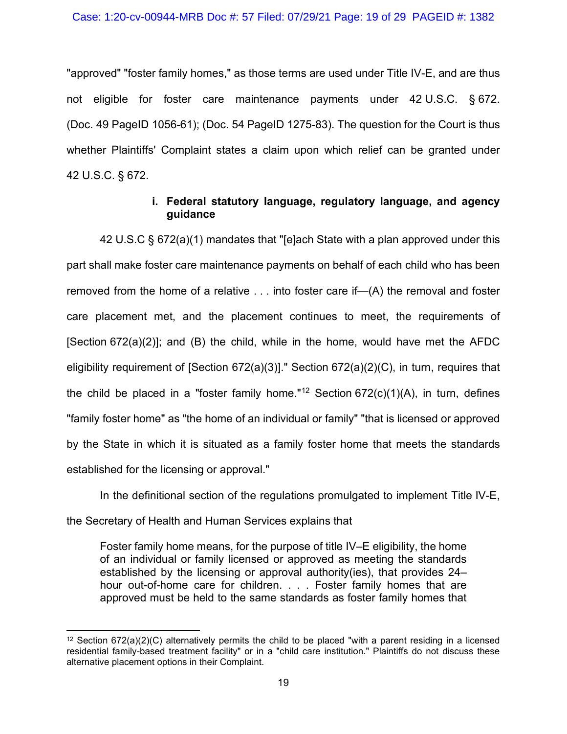"approved" "foster family homes," as those terms are used under Title IV-E, and are thus not eligible for foster care maintenance payments under 42 U.S.C. § 672. (Doc. 49 PageID 1056-61); (Doc. 54 PageID 1275-83). The question for the Court is thus whether Plaintiffs' Complaint states a claim upon which relief can be granted under 42 U.S.C. § 672.

#### i. Federal statutory language, regulatory language, and agency guidance

42 U.S.C § 672(a)(1) mandates that "[e]ach State with a plan approved under this part shall make foster care maintenance payments on behalf of each child who has been removed from the home of a relative . . . into foster care if—(A) the removal and foster care placement met, and the placement continues to meet, the requirements of [Section 672(a)(2)]; and (B) the child, while in the home, would have met the AFDC eligibility requirement of [Section 672(a)(3)]." Section 672(a)(2)(C), in turn, requires that the child be placed in a "foster family home."[12] Section 672(c)(1)(A), in turn, defines "family foster home" as "the home of an individual or family" "that is licensed or approved by the State in which it is situated as a family foster home that meets the standards established for the licensing or approval."

In the definitional section of the regulations promulgated to implement Title IV-E, the Secretary of Health and Human Services explains that

> Foster family home means, for the purpose of title IV–E eligibility, the home of an individual or family licensed or approved as meeting the standards established by the licensing or approval authority(ies), that provides 24–hour out-of-home care for children. . . . Foster family homes that are approved must be held to the same standards as foster family homes that

---

[12] Section 672(a)(2)(C) alternatively permits the child to be placed "with a parent residing in a licensed residential family-based treatment facility" or in a "child care institution." Plaintiffs do not discuss these alternative placement options in their Complaint.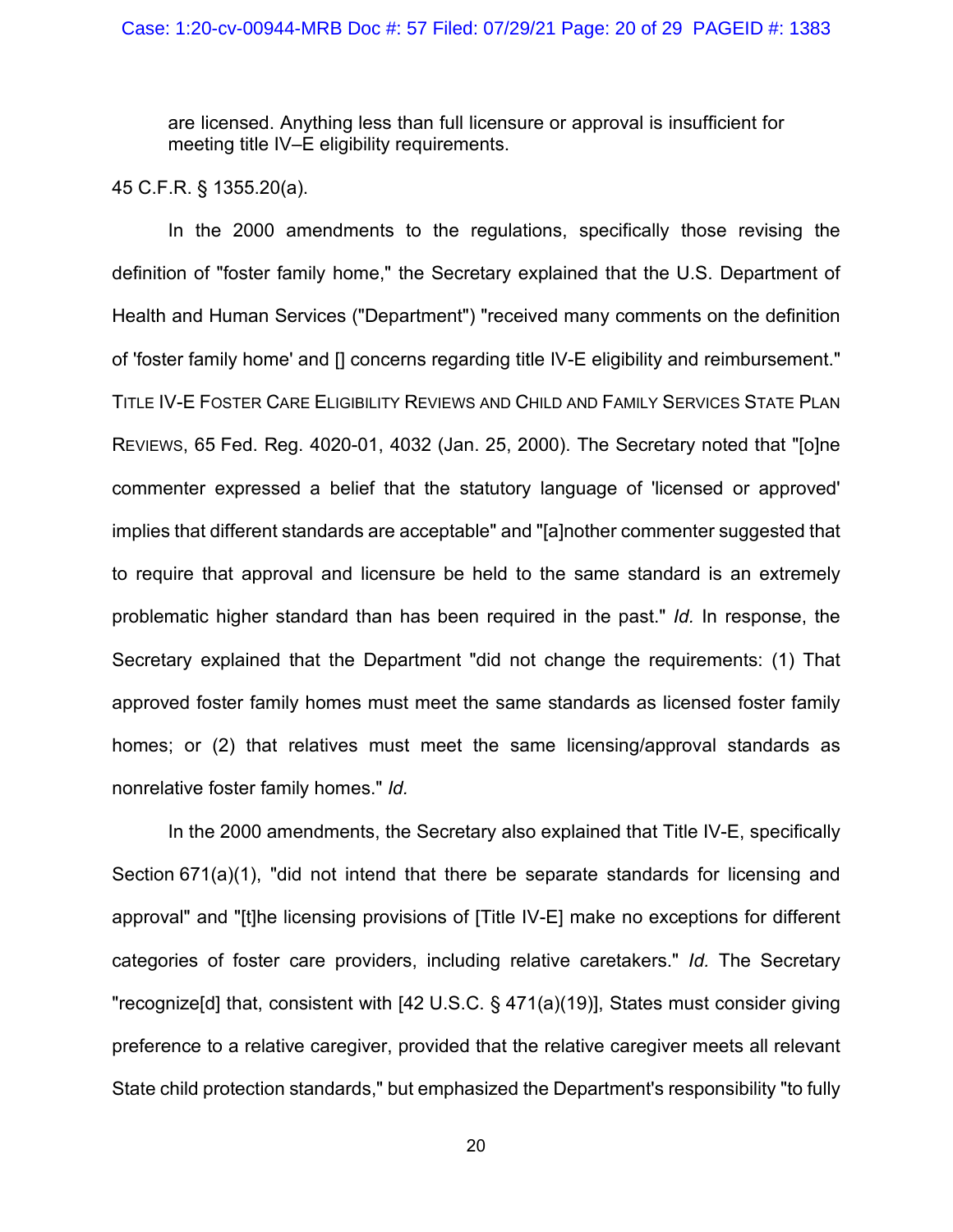are licensed. Anything less than full licensure or approval is insufficient for meeting title IV–E eligibility requirements.

45 C.F.R. § 1355.20(a).

In the 2000 amendments to the regulations, specifically those revising the definition of "foster family home," the Secretary explained that the U.S. Department of Health and Human Services ("Department") "received many comments on the definition of 'foster family home' and [] concerns regarding title IV-E eligibility and reimbursement." TITLE IV-E FOSTER CARE ELIGIBILITY REVIEWS AND CHILD AND FAMILY SERVICES STATE PLAN REVIEWS, 65 Fed. Reg. 4020-01, 4032 (Jan. 25, 2000). The Secretary noted that "[o]ne commenter expressed a belief that the statutory language of 'licensed or approved' implies that different standards are acceptable" and "[a]nother commenter suggested that to require that approval and licensure be held to the same standard is an extremely problematic higher standard than has been required in the past." *Id.* In response, the Secretary explained that the Department "did not change the requirements: (1) That approved foster family homes must meet the same standards as licensed foster family homes; or (2) that relatives must meet the same licensing/approval standards as nonrelative foster family homes." *Id.*

In the 2000 amendments, the Secretary also explained that Title IV-E, specifically Section 671(a)(1), "did not intend that there be separate standards for licensing and approval" and "[t]he licensing provisions of [Title IV-E] make no exceptions for different categories of foster care providers, including relative caretakers." *Id.* The Secretary "recognize[d] that, consistent with [42 U.S.C. § 471(a)(19)], States must consider giving preference to a relative caregiver, provided that the relative caregiver meets all relevant State child protection standards," but emphasized the Department's responsibility "to fully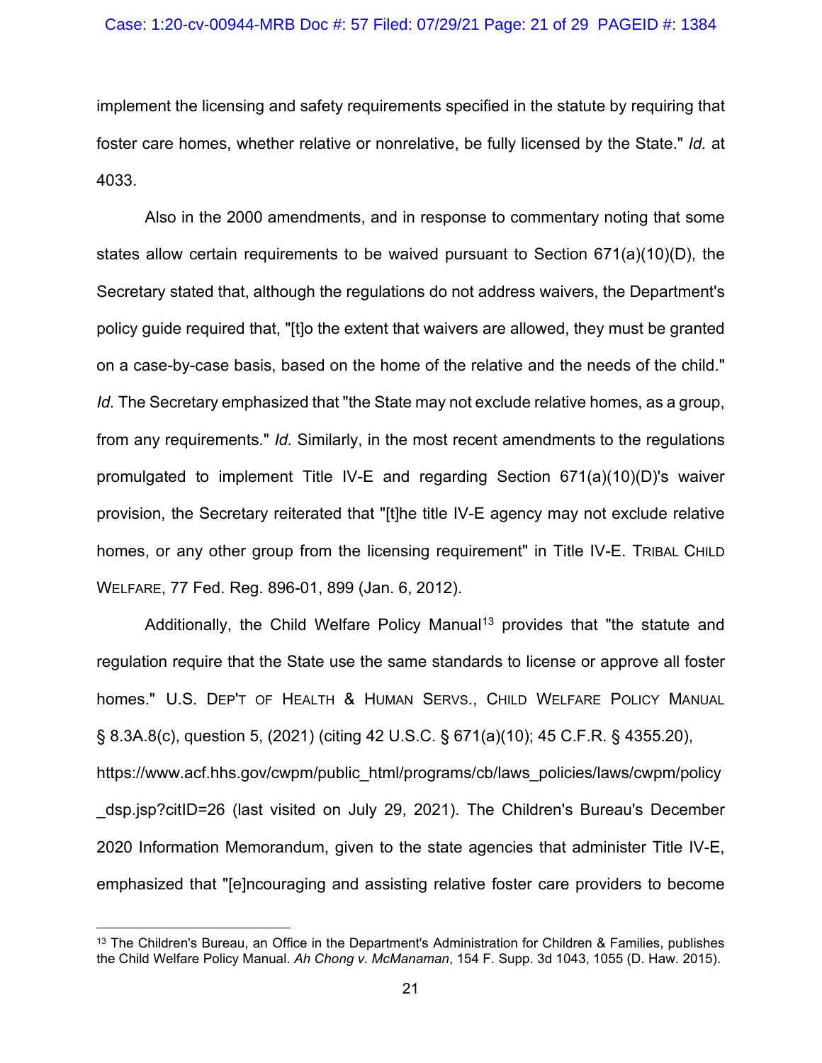implement the licensing and safety requirements specified in the statute by requiring that foster care homes, whether relative or nonrelative, be fully licensed by the State." *Id.* at 4033.

Also in the 2000 amendments, and in response to commentary noting that some states allow certain requirements to be waived pursuant to Section 671(a)(10)(D), the Secretary stated that, although the regulations do not address waivers, the Department's policy guide required that, "[t]o the extent that waivers are allowed, they must be granted on a case-by-case basis, based on the home of the relative and the needs of the child." *Id.* The Secretary emphasized that "the State may not exclude relative homes, as a group, from any requirements." *Id.* Similarly, in the most recent amendments to the regulations promulgated to implement Title IV-E and regarding Section 671(a)(10)(D)'s waiver provision, the Secretary reiterated that "[t]he title IV-E agency may not exclude relative homes, or any other group from the licensing requirement" in Title IV-E. TRIBAL CHILD WELFARE, 77 Fed. Reg. 896-01, 899 (Jan. 6, 2012).

Additionally, the Child Welfare Policy Manual[13] provides that "the statute and regulation require that the State use the same standards to license or approve all foster homes." U.S. DEP'T OF HEALTH & HUMAN SERVS., CHILD WELFARE POLICY MANUAL § 8.3A.8(c), question 5, (2021) (citing 42 U.S.C. § 671(a)(10); 45 C.F.R. § 4355.20), https://www.acf.hhs.gov/cwpm/public_html/programs/cb/laws_policies/laws/cwpm/policy_dsp.jsp?citID=26 (last visited on July 29, 2021). The Children's Bureau's December 2020 Information Memorandum, given to the state agencies that administer Title IV-E, emphasized that "[e]ncouraging and assisting relative foster care providers to become

---

[13] The Children's Bureau, an Office in the Department's Administration for Children & Families, publishes the Child Welfare Policy Manual. *Ah Chong v. McManaman*, 154 F. Supp. 3d 1043, 1055 (D. Haw. 2015).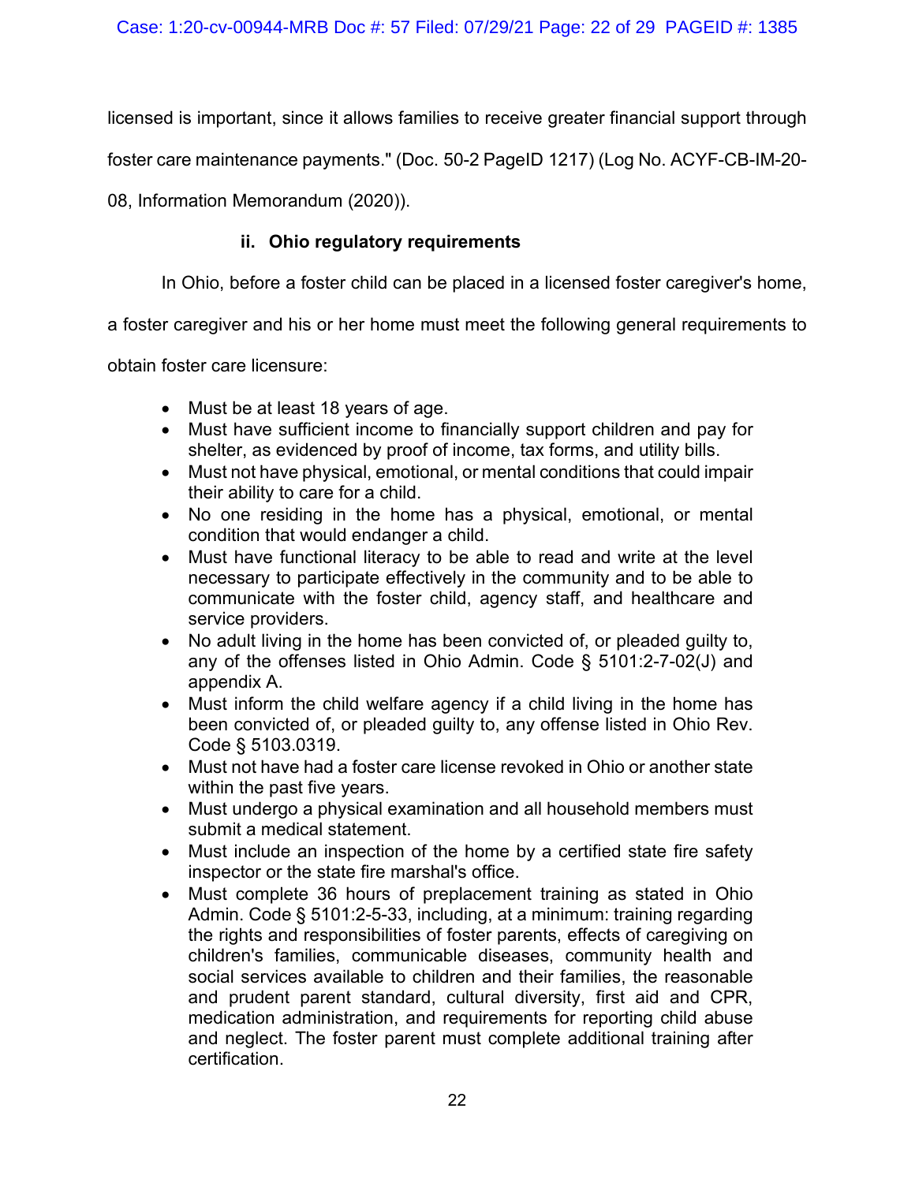licensed is important, since it allows families to receive greater financial support through foster care maintenance payments." (Doc. 50-2 PageID 1217) (Log No. ACYF-CB-IM-20-08, Information Memorandum (2020)).

#### ii. Ohio regulatory requirements

In Ohio, before a foster child can be placed in a licensed foster caregiver's home, a foster caregiver and his or her home must meet the following general requirements to obtain foster care licensure:

- Must be at least 18 years of age.
- Must have sufficient income to financially support children and pay for shelter, as evidenced by proof of income, tax forms, and utility bills.
- Must not have physical, emotional, or mental conditions that could impair their ability to care for a child.
- No one residing in the home has a physical, emotional, or mental condition that would endanger a child.
- Must have functional literacy to be able to read and write at the level necessary to participate effectively in the community and to be able to communicate with the foster child, agency staff, and healthcare and service providers.
- No adult living in the home has been convicted of, or pleaded guilty to, any of the offenses listed in Ohio Admin. Code § 5101:2-7-02(J) and appendix A.
- Must inform the child welfare agency if a child living in the home has been convicted of, or pleaded guilty to, any offense listed in Ohio Rev. Code § 5103.0319.
- Must not have had a foster care license revoked in Ohio or another state within the past five years.
- Must undergo a physical examination and all household members must submit a medical statement.
- Must include an inspection of the home by a certified state fire safety inspector or the state fire marshal's office.
- Must complete 36 hours of preplacement training as stated in Ohio Admin. Code § 5101:2-5-33, including, at a minimum: training regarding the rights and responsibilities of foster parents, effects of caregiving on children's families, communicable diseases, community health and social services available to children and their families, the reasonable and prudent parent standard, cultural diversity, first aid and CPR, medication administration, and requirements for reporting child abuse and neglect. The foster parent must complete additional training after certification.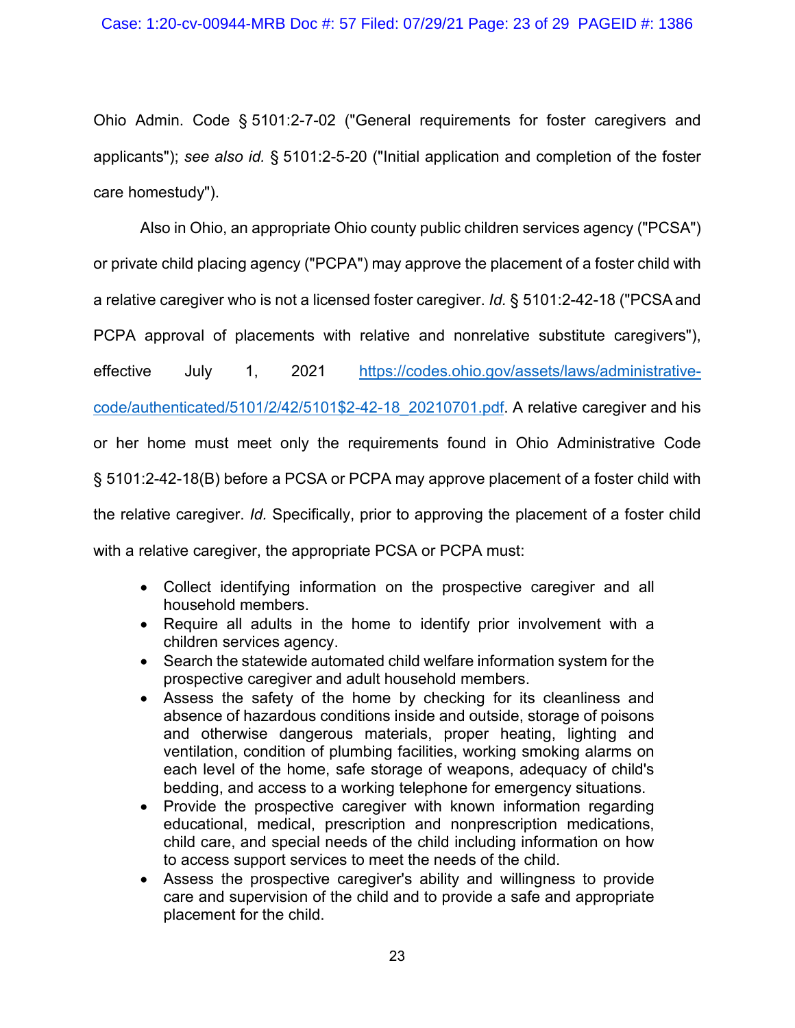Ohio Admin. Code § 5101:2-7-02 ("General requirements for foster caregivers and applicants"); *see also id.* § 5101:2-5-20 ("Initial application and completion of the foster care homestudy").

Also in Ohio, an appropriate Ohio county public children services agency ("PCSA") or private child placing agency ("PCPA") may approve the placement of a foster child with a relative caregiver who is not a licensed foster caregiver. *Id.* § 5101:2-42-18 ("PCSA and PCPA approval of placements with relative and nonrelative substitute caregivers"), effective July 1, 2021 https://codes.ohio.gov/assets/laws/administrative-code/authenticated/5101/2/42/5101$2-42-18_20210701.pdf. A relative caregiver and his or her home must meet only the requirements found in Ohio Administrative Code § 5101:2-42-18(B) before a PCSA or PCPA may approve placement of a foster child with the relative caregiver. *Id.* Specifically, prior to approving the placement of a foster child with a relative caregiver, the appropriate PCSA or PCPA must:

- Collect identifying information on the prospective caregiver and all household members.
- Require all adults in the home to identify prior involvement with a children services agency.
- Search the statewide automated child welfare information system for the prospective caregiver and adult household members.
- Assess the safety of the home by checking for its cleanliness and absence of hazardous conditions inside and outside, storage of poisons and otherwise dangerous materials, proper heating, lighting and ventilation, condition of plumbing facilities, working smoking alarms on each level of the home, safe storage of weapons, adequacy of child's bedding, and access to a working telephone for emergency situations.
- Provide the prospective caregiver with known information regarding educational, medical, prescription and nonprescription medications, child care, and special needs of the child including information on how to access support services to meet the needs of the child.
- Assess the prospective caregiver's ability and willingness to provide care and supervision of the child and to provide a safe and appropriate placement for the child.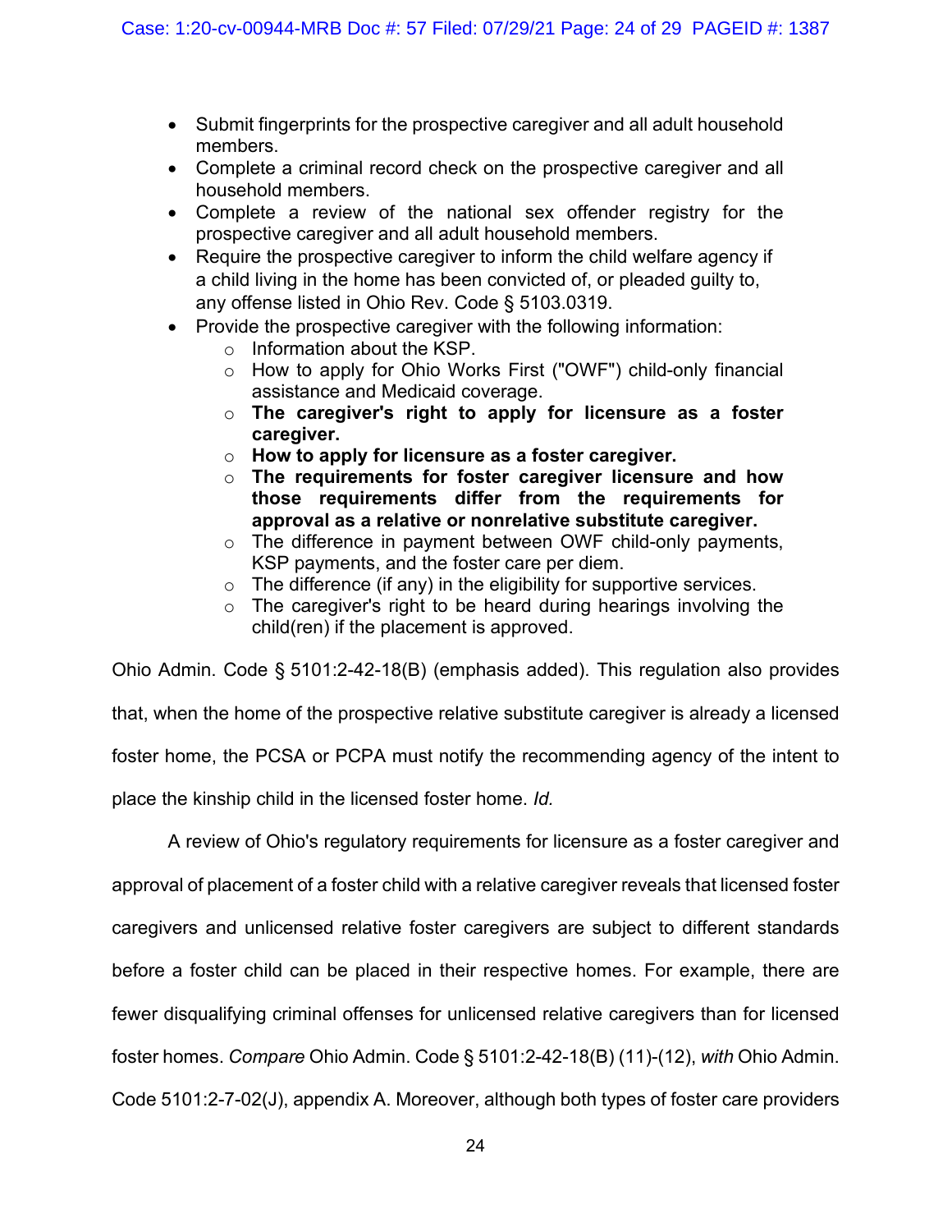- Submit fingerprints for the prospective caregiver and all adult household members.
- Complete a criminal record check on the prospective caregiver and all household members.
- Complete a review of the national sex offender registry for the prospective caregiver and all adult household members.
- Require the prospective caregiver to inform the child welfare agency if a child living in the home has been convicted of, or pleaded guilty to, any offense listed in Ohio Rev. Code § 5103.0319.
- Provide the prospective caregiver with the following information:
  - Information about the KSP.
  - How to apply for Ohio Works First ("OWF") child-only financial assistance and Medicaid coverage.
  - **The caregiver's right to apply for licensure as a foster caregiver.**
  - **How to apply for licensure as a foster caregiver.**
  - **The requirements for foster caregiver licensure and how those requirements differ from the requirements for approval as a relative or nonrelative substitute caregiver.**
  - The difference in payment between OWF child-only payments, KSP payments, and the foster care per diem.
  - The difference (if any) in the eligibility for supportive services.
  - The caregiver's right to be heard during hearings involving the child(ren) if the placement is approved.

Ohio Admin. Code § 5101:2-42-18(B) (emphasis added). This regulation also provides that, when the home of the prospective relative substitute caregiver is already a licensed foster home, the PCSA or PCPA must notify the recommending agency of the intent to place the kinship child in the licensed foster home. *Id.*

A review of Ohio's regulatory requirements for licensure as a foster caregiver and approval of placement of a foster child with a relative caregiver reveals that licensed foster caregivers and unlicensed relative foster caregivers are subject to different standards before a foster child can be placed in their respective homes. For example, there are fewer disqualifying criminal offenses for unlicensed relative caregivers than for licensed foster homes. *Compare* Ohio Admin. Code § 5101:2-42-18(B) (11)-(12), *with* Ohio Admin. Code 5101:2-7-02(J), appendix A. Moreover, although both types of foster care providers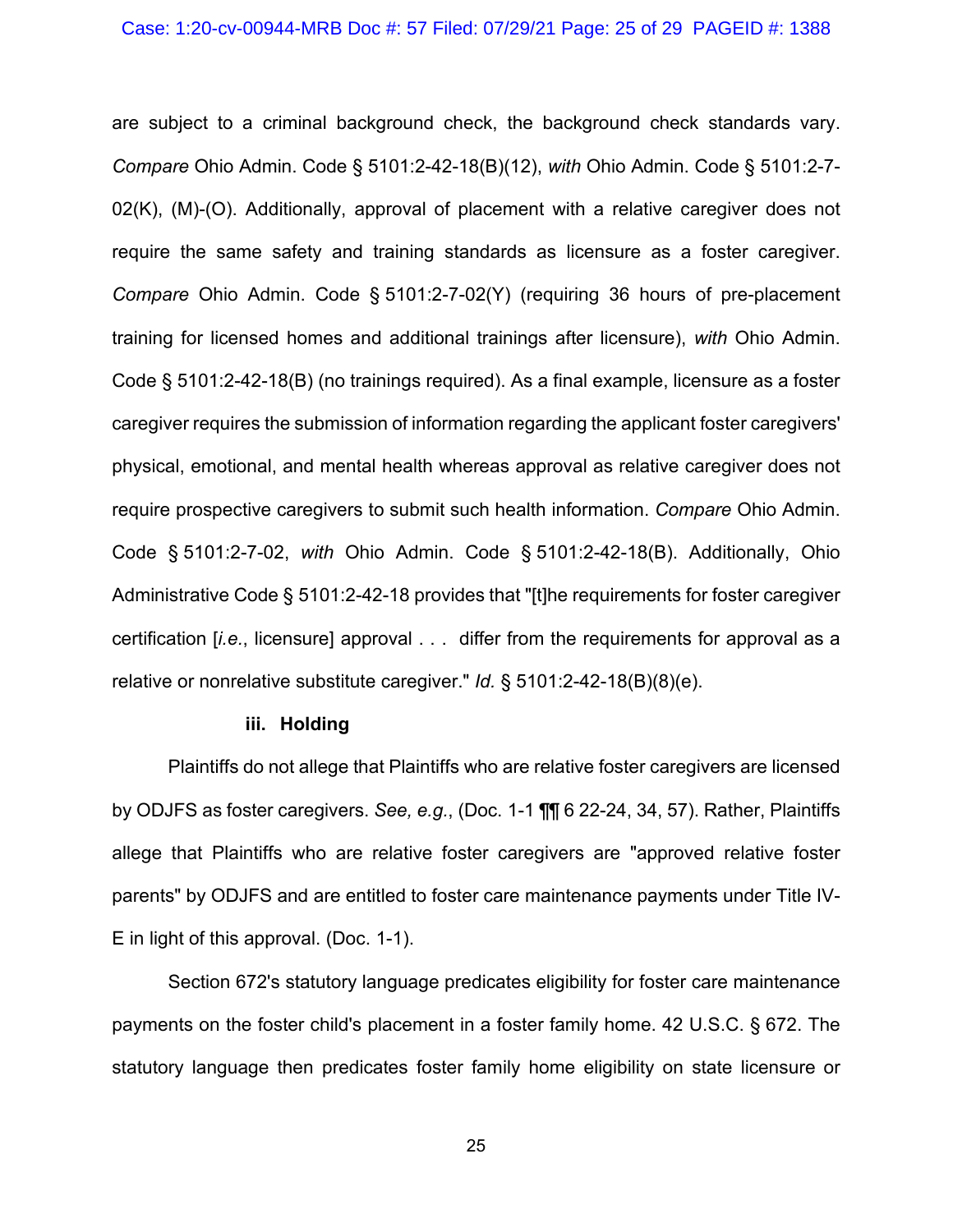are subject to a criminal background check, the background check standards vary. *Compare* Ohio Admin. Code § 5101:2-42-18(B)(12), *with* Ohio Admin. Code § 5101:2-7-02(K), (M)-(O). Additionally, approval of placement with a relative caregiver does not require the same safety and training standards as licensure as a foster caregiver. *Compare* Ohio Admin. Code § 5101:2-7-02(Y) (requiring 36 hours of pre-placement training for licensed homes and additional trainings after licensure), *with* Ohio Admin. Code § 5101:2-42-18(B) (no trainings required). As a final example, licensure as a foster caregiver requires the submission of information regarding the applicant foster caregivers' physical, emotional, and mental health whereas approval as relative caregiver does not require prospective caregivers to submit such health information. *Compare* Ohio Admin. Code § 5101:2-7-02, *with* Ohio Admin. Code § 5101:2-42-18(B). Additionally, Ohio Administrative Code § 5101:2-42-18 provides that "[t]he requirements for foster caregiver certification [*i.e.*, licensure] approval . . . differ from the requirements for approval as a relative or nonrelative substitute caregiver." *Id.* § 5101:2-42-18(B)(8)(e).

**iii. Holding**

Plaintiffs do not allege that Plaintiffs who are relative foster caregivers are licensed by ODJFS as foster caregivers. *See, e.g.*, (Doc. 1-1 ¶¶ 6 22-24, 34, 57). Rather, Plaintiffs allege that Plaintiffs who are relative foster caregivers are "approved relative foster parents" by ODJFS and are entitled to foster care maintenance payments under Title IV-E in light of this approval. (Doc. 1-1).

Section 672's statutory language predicates eligibility for foster care maintenance payments on the foster child's placement in a foster family home. 42 U.S.C. § 672. The statutory language then predicates foster family home eligibility on state licensure or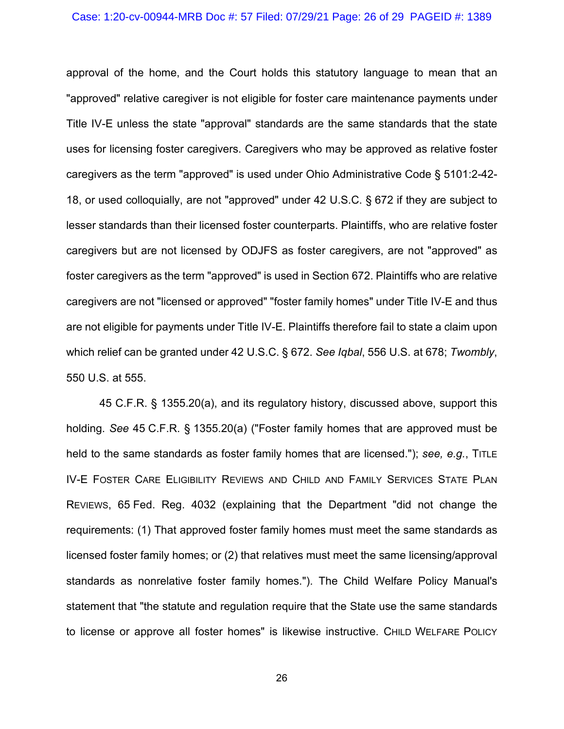approval of the home, and the Court holds this statutory language to mean that an "approved" relative caregiver is not eligible for foster care maintenance payments under Title IV-E unless the state "approval" standards are the same standards that the state uses for licensing foster caregivers. Caregivers who may be approved as relative foster caregivers as the term "approved" is used under Ohio Administrative Code § 5101:2-42-18, or used colloquially, are not "approved" under 42 U.S.C. § 672 if they are subject to lesser standards than their licensed foster counterparts. Plaintiffs, who are relative foster caregivers but are not licensed by ODJFS as foster caregivers, are not "approved" as foster caregivers as the term "approved" is used in Section 672. Plaintiffs who are relative caregivers are not "licensed or approved" "foster family homes" under Title IV-E and thus are not eligible for payments under Title IV-E. Plaintiffs therefore fail to state a claim upon which relief can be granted under 42 U.S.C. § 672. *See Iqbal*, 556 U.S. at 678; *Twombly*, 550 U.S. at 555.

45 C.F.R. § 1355.20(a), and its regulatory history, discussed above, support this holding. *See* 45 C.F.R. § 1355.20(a) ("Foster family homes that are approved must be held to the same standards as foster family homes that are licensed."); *see, e.g.*, TITLE IV-E FOSTER CARE ELIGIBILITY REVIEWS AND CHILD AND FAMILY SERVICES STATE PLAN REVIEWS, 65 Fed. Reg. 4032 (explaining that the Department "did not change the requirements: (1) That approved foster family homes must meet the same standards as licensed foster family homes; or (2) that relatives must meet the same licensing/approval standards as nonrelative foster family homes."). The Child Welfare Policy Manual's statement that "the statute and regulation require that the State use the same standards to license or approve all foster homes" is likewise instructive. CHILD WELFARE POLICY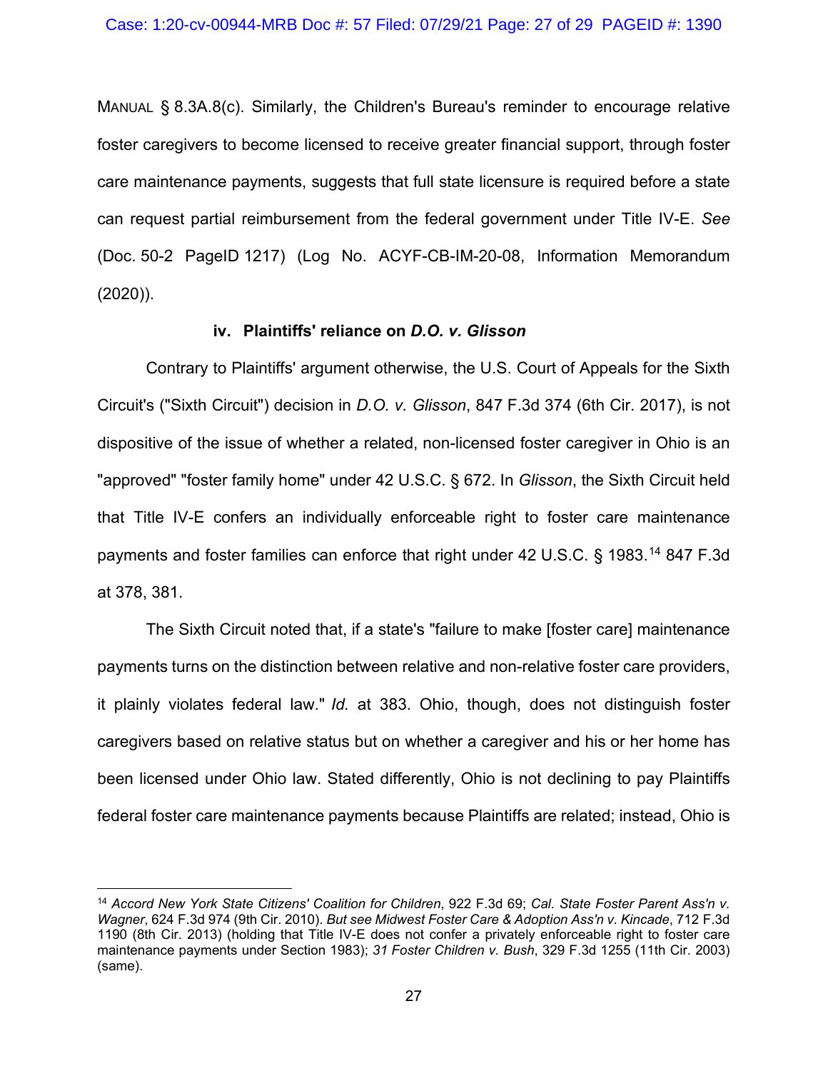MANUAL § 8.3A.8(c). Similarly, the Children's Bureau's reminder to encourage relative foster caregivers to become licensed to receive greater financial support, through foster care maintenance payments, suggests that full state licensure is required before a state can request partial reimbursement from the federal government under Title IV-E. *See* (Doc. 50-2 PageID 1217) (Log No. ACYF-CB-IM-20-08, Information Memorandum (2020)).

**iv. Plaintiffs' reliance on *D.O. v. Glisson***

Contrary to Plaintiffs' argument otherwise, the U.S. Court of Appeals for the Sixth Circuit's ("Sixth Circuit") decision in *D.O. v. Glisson*, 847 F.3d 374 (6th Cir. 2017), is not dispositive of the issue of whether a related, non-licensed foster caregiver in Ohio is an "approved" "foster family home" under 42 U.S.C. § 672. In *Glisson*, the Sixth Circuit held that Title IV-E confers an individually enforceable right to foster care maintenance payments and foster families can enforce that right under 42 U.S.C. § 1983.[14] 847 F.3d at 378, 381.

The Sixth Circuit noted that, if a state's "failure to make [foster care] maintenance payments turns on the distinction between relative and non-relative foster care providers, it plainly violates federal law." *Id.* at 383. Ohio, though, does not distinguish foster caregivers based on relative status but on whether a caregiver and his or her home has been licensed under Ohio law. Stated differently, Ohio is not declining to pay Plaintiffs federal foster care maintenance payments because Plaintiffs are related; instead, Ohio is

[14] *Accord New York State Citizens' Coalition for Children*, 922 F.3d 69; *Cal. State Foster Parent Ass'n v. Wagner*, 624 F.3d 974 (9th Cir. 2010). *But see Midwest Foster Care & Adoption Ass'n v. Kincade*, 712 F.3d 1190 (8th Cir. 2013) (holding that Title IV-E does not confer a privately enforceable right to foster care maintenance payments under Section 1983); *31 Foster Children v. Bush*, 329 F.3d 1255 (11th Cir. 2003) (same).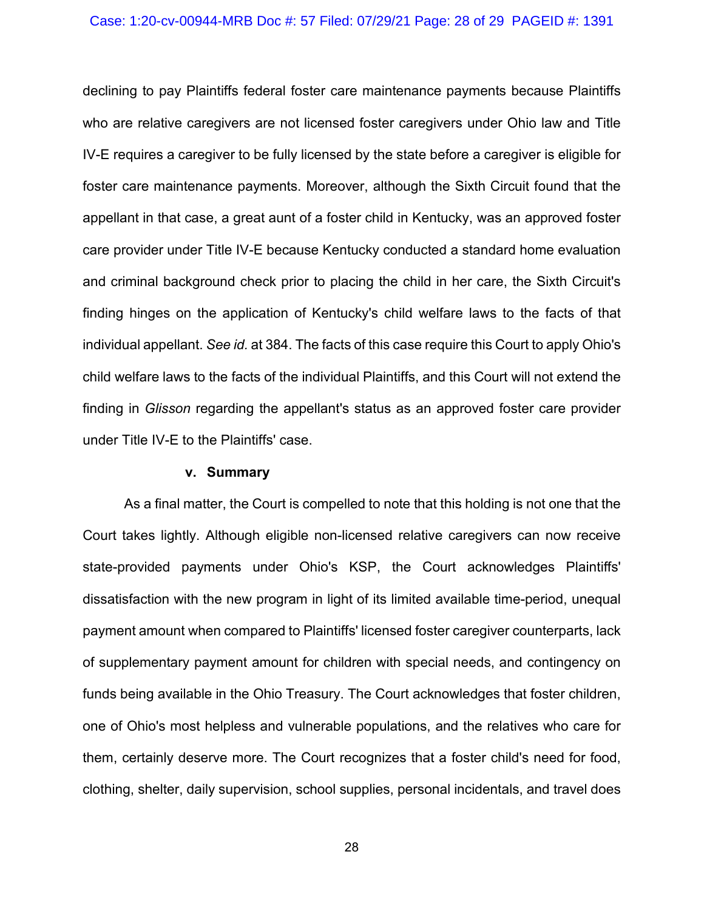declining to pay Plaintiffs federal foster care maintenance payments because Plaintiffs who are relative caregivers are not licensed foster caregivers under Ohio law and Title IV-E requires a caregiver to be fully licensed by the state before a caregiver is eligible for foster care maintenance payments. Moreover, although the Sixth Circuit found that the appellant in that case, a great aunt of a foster child in Kentucky, was an approved foster care provider under Title IV-E because Kentucky conducted a standard home evaluation and criminal background check prior to placing the child in her care, the Sixth Circuit's finding hinges on the application of Kentucky's child welfare laws to the facts of that individual appellant. *See id.* at 384. The facts of this case require this Court to apply Ohio's child welfare laws to the facts of the individual Plaintiffs, and this Court will not extend the finding in *Glisson* regarding the appellant's status as an approved foster care provider under Title IV-E to the Plaintiffs' case.

**v. Summary**

As a final matter, the Court is compelled to note that this holding is not one that the Court takes lightly. Although eligible non-licensed relative caregivers can now receive state-provided payments under Ohio's KSP, the Court acknowledges Plaintiffs' dissatisfaction with the new program in light of its limited available time-period, unequal payment amount when compared to Plaintiffs' licensed foster caregiver counterparts, lack of supplementary payment amount for children with special needs, and contingency on funds being available in the Ohio Treasury. The Court acknowledges that foster children, one of Ohio's most helpless and vulnerable populations, and the relatives who care for them, certainly deserve more. The Court recognizes that a foster child's need for food, clothing, shelter, daily supervision, school supplies, personal incidentals, and travel does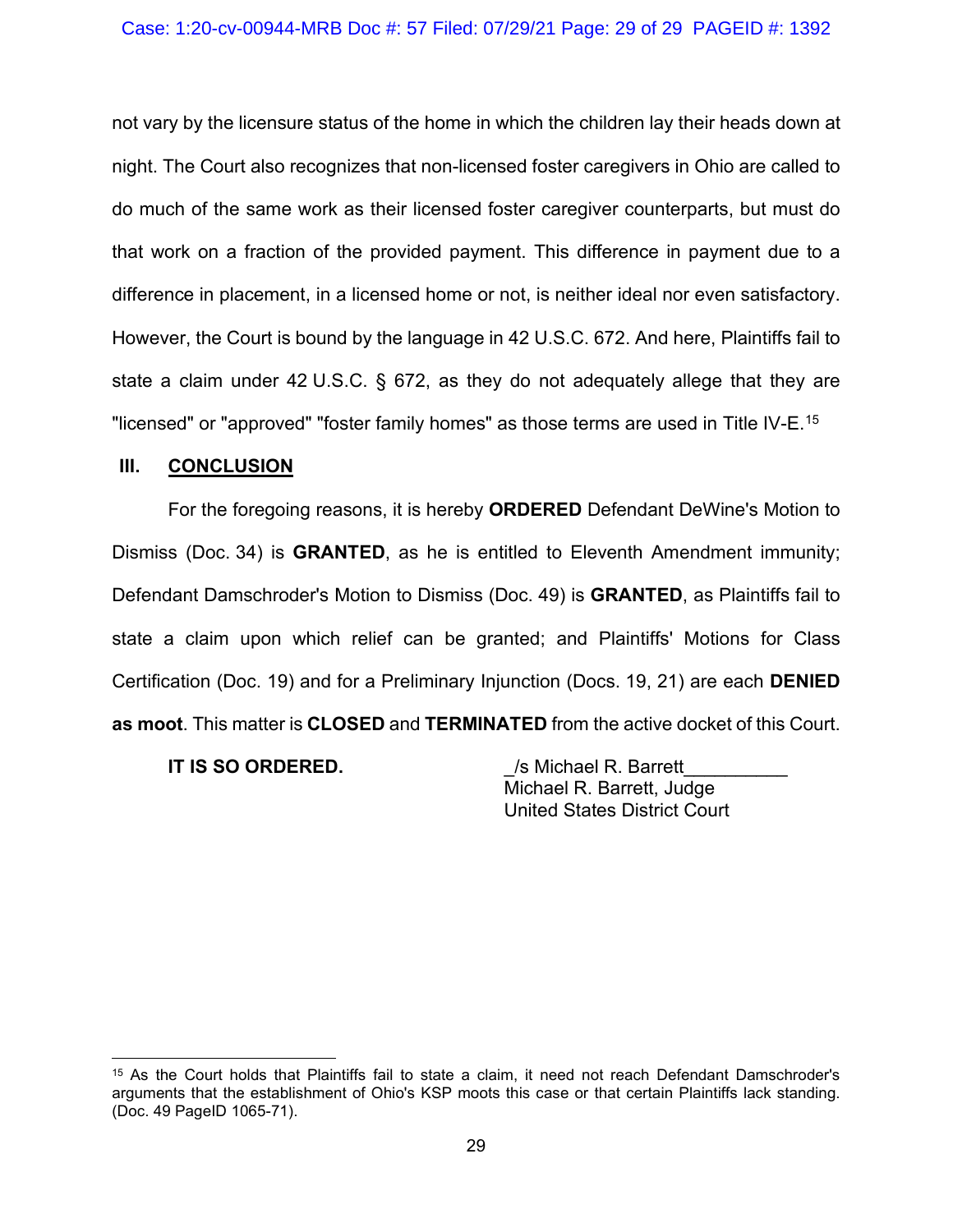not vary by the licensure status of the home in which the children lay their heads down at night. The Court also recognizes that non-licensed foster caregivers in Ohio are called to do much of the same work as their licensed foster caregiver counterparts, but must do that work on a fraction of the provided payment. This difference in payment due to a difference in placement, in a licensed home or not, is neither ideal nor even satisfactory. However, the Court is bound by the language in 42 U.S.C. 672. And here, Plaintiffs fail to state a claim under 42 U.S.C. § 672, as they do not adequately allege that they are "licensed" or "approved" "foster family homes" as those terms are used in Title IV-E.[15]

## III. CONCLUSION

For the foregoing reasons, it is hereby **ORDERED** Defendant DeWine's Motion to Dismiss (Doc. 34) is **GRANTED**, as he is entitled to Eleventh Amendment immunity; Defendant Damschroder's Motion to Dismiss (Doc. 49) is **GRANTED**, as Plaintiffs fail to state a claim upon which relief can be granted; and Plaintiffs' Motions for Class Certification (Doc. 19) and for a Preliminary Injunction (Docs. 19, 21) are each **DENIED as moot**. This matter is **CLOSED** and **TERMINATED** from the active docket of this Court.

**IT IS SO ORDERED.**

_/s Michael R. Barrett__________
Michael R. Barrett, Judge
United States District Court

---

[15] As the Court holds that Plaintiffs fail to state a claim, it need not reach Defendant Damschroder's arguments that the establishment of Ohio's KSP moots this case or that certain Plaintiffs lack standing. (Doc. 49 PageID 1065-71).